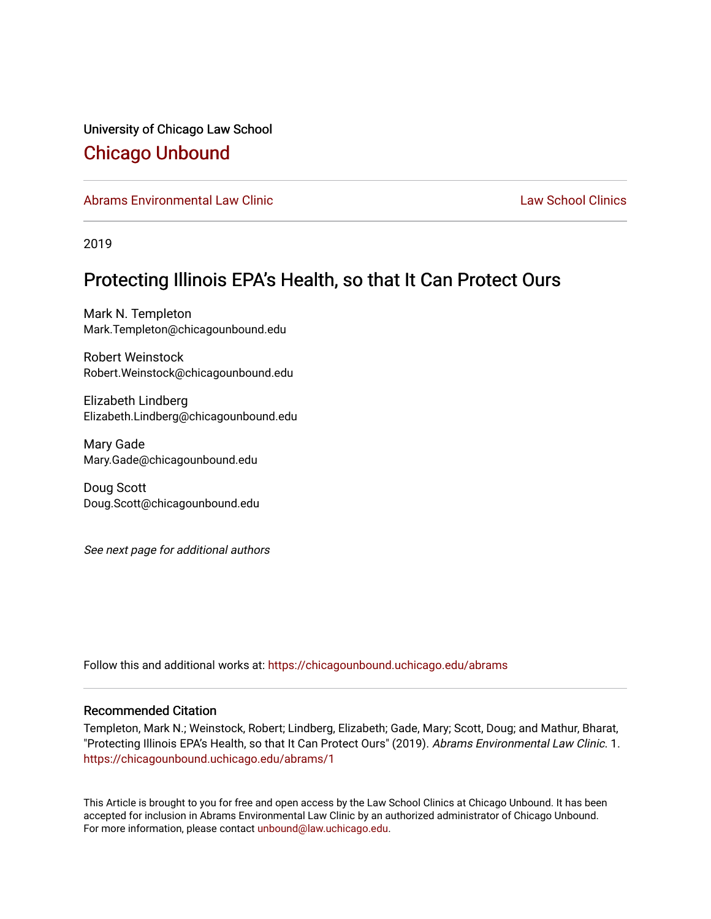University of Chicago Law School

# Chicago Unbound

Abrams Environmental Law Clinic | Law School Clinics

2019

## Protecting Illinois EPA's Health, so that It Can Protect Ours

Mark N. Templeton
Mark.Templeton@chicagounbound.edu

Robert Weinstock
Robert.Weinstock@chicagounbound.edu

Elizabeth Lindberg
Elizabeth.Lindberg@chicagounbound.edu

Mary Gade
Mary.Gade@chicagounbound.edu

Doug Scott
Doug.Scott@chicagounbound.edu

*See next page for additional authors*

Follow this and additional works at: https://chicagounbound.uchicago.edu/abrams

### Recommended Citation

Templeton, Mark N.; Weinstock, Robert; Lindberg, Elizabeth; Gade, Mary; Scott, Doug; and Mathur, Bharat, "Protecting Illinois EPA's Health, so that It Can Protect Ours" (2019). *Abrams Environmental Law Clinic*. 1.
https://chicagounbound.uchicago.edu/abrams/1

This Article is brought to you for free and open access by the Law School Clinics at Chicago Unbound. It has been accepted for inclusion in Abrams Environmental Law Clinic by an authorized administrator of Chicago Unbound. For more information, please contact unbound@law.uchicago.edu.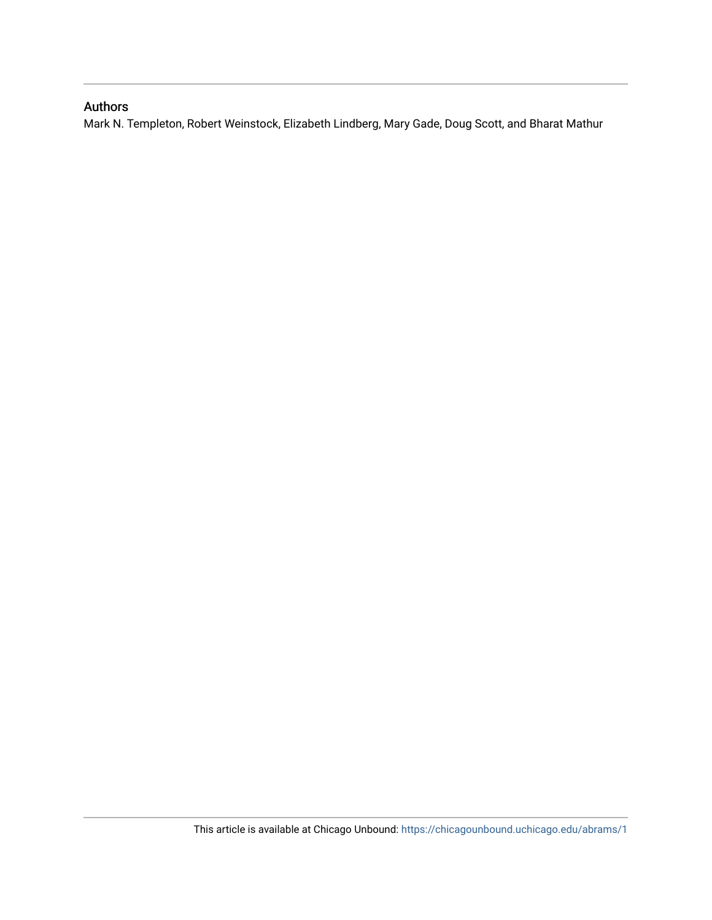## Authors

Mark N. Templeton, Robert Weinstock, Elizabeth Lindberg, Mary Gade, Doug Scott, and Bharat Mathur

This article is available at Chicago Unbound: https://chicagounbound.uchicago.edu/abrams/1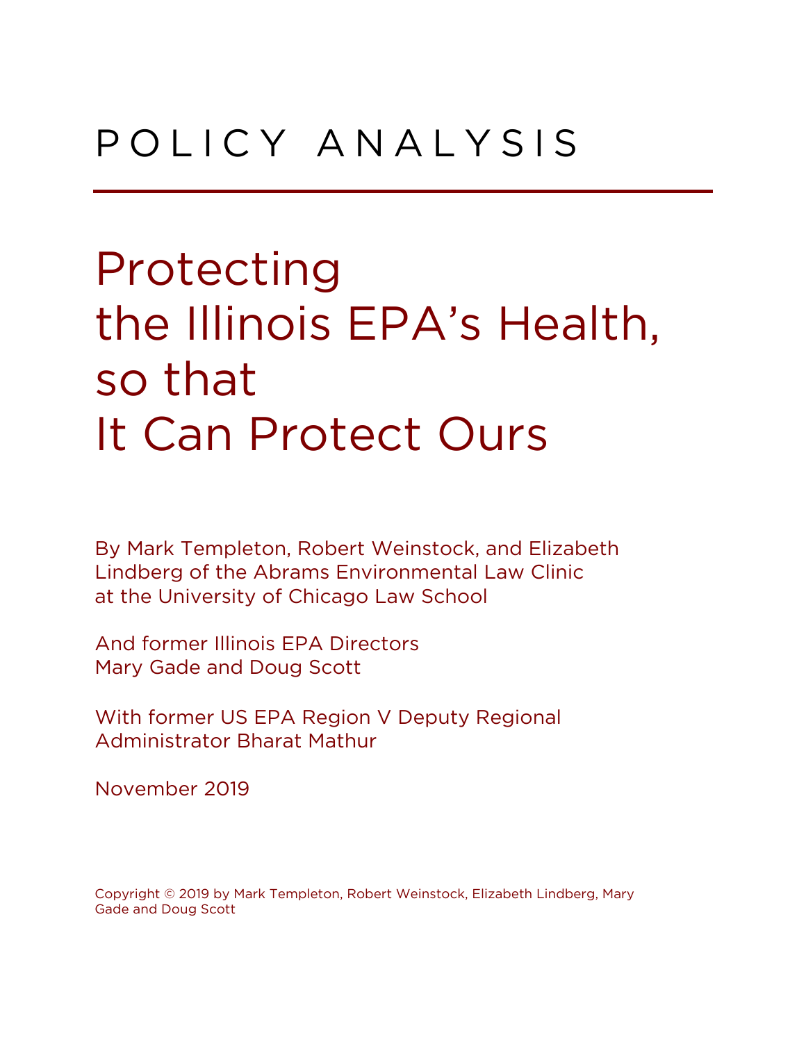POLICY ANALYSIS

# Protecting the Illinois EPA's Health, so that It Can Protect Ours

By Mark Templeton, Robert Weinstock, and Elizabeth Lindberg of the Abrams Environmental Law Clinic at the University of Chicago Law School

And former Illinois EPA Directors Mary Gade and Doug Scott

With former US EPA Region V Deputy Regional Administrator Bharat Mathur

November 2019

Copyright © 2019 by Mark Templeton, Robert Weinstock, Elizabeth Lindberg, Mary Gade and Doug Scott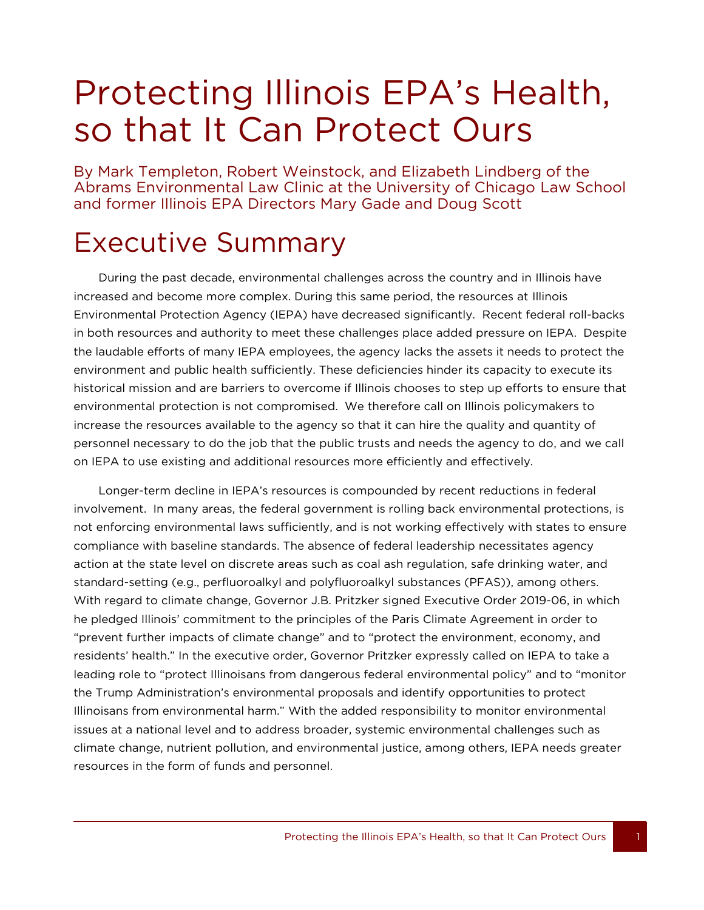# Protecting Illinois EPA's Health, so that It Can Protect Ours

By Mark Templeton, Robert Weinstock, and Elizabeth Lindberg of the Abrams Environmental Law Clinic at the University of Chicago Law School and former Illinois EPA Directors Mary Gade and Doug Scott

# Executive Summary

During the past decade, environmental challenges across the country and in Illinois have increased and become more complex. During this same period, the resources at Illinois Environmental Protection Agency (IEPA) have decreased significantly. Recent federal roll-backs in both resources and authority to meet these challenges place added pressure on IEPA. Despite the laudable efforts of many IEPA employees, the agency lacks the assets it needs to protect the environment and public health sufficiently. These deficiencies hinder its capacity to execute its historical mission and are barriers to overcome if Illinois chooses to step up efforts to ensure that environmental protection is not compromised. We therefore call on Illinois policymakers to increase the resources available to the agency so that it can hire the quality and quantity of personnel necessary to do the job that the public trusts and needs the agency to do, and we call on IEPA to use existing and additional resources more efficiently and effectively.

Longer-term decline in IEPA's resources is compounded by recent reductions in federal involvement. In many areas, the federal government is rolling back environmental protections, is not enforcing environmental laws sufficiently, and is not working effectively with states to ensure compliance with baseline standards. The absence of federal leadership necessitates agency action at the state level on discrete areas such as coal ash regulation, safe drinking water, and standard-setting (e.g., perfluoroalkyl and polyfluoroalkyl substances (PFAS)), among others. With regard to climate change, Governor J.B. Pritzker signed Executive Order 2019-06, in which he pledged Illinois' commitment to the principles of the Paris Climate Agreement in order to "prevent further impacts of climate change" and to "protect the environment, economy, and residents' health." In the executive order, Governor Pritzker expressly called on IEPA to take a leading role to "protect Illinoisans from dangerous federal environmental policy" and to "monitor the Trump Administration's environmental proposals and identify opportunities to protect Illinoisans from environmental harm." With the added responsibility to monitor environmental issues at a national level and to address broader, systemic environmental challenges such as climate change, nutrient pollution, and environmental justice, among others, IEPA needs greater resources in the form of funds and personnel.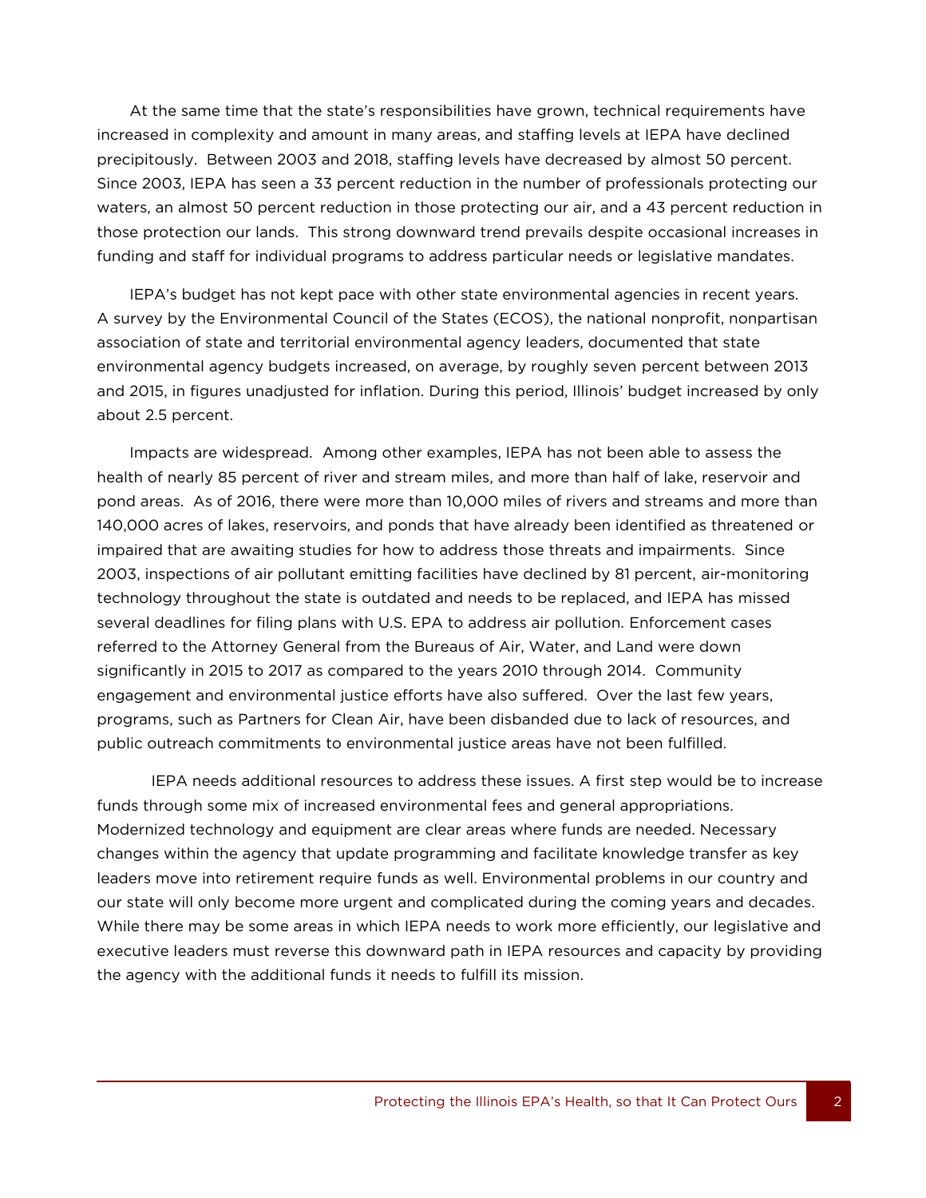At the same time that the state's responsibilities have grown, technical requirements have increased in complexity and amount in many areas, and staffing levels at IEPA have declined precipitously. Between 2003 and 2018, staffing levels have decreased by almost 50 percent. Since 2003, IEPA has seen a 33 percent reduction in the number of professionals protecting our waters, an almost 50 percent reduction in those protecting our air, and a 43 percent reduction in those protection our lands. This strong downward trend prevails despite occasional increases in funding and staff for individual programs to address particular needs or legislative mandates.

IEPA's budget has not kept pace with other state environmental agencies in recent years. A survey by the Environmental Council of the States (ECOS), the national nonprofit, nonpartisan association of state and territorial environmental agency leaders, documented that state environmental agency budgets increased, on average, by roughly seven percent between 2013 and 2015, in figures unadjusted for inflation. During this period, Illinois' budget increased by only about 2.5 percent.

Impacts are widespread. Among other examples, IEPA has not been able to assess the health of nearly 85 percent of river and stream miles, and more than half of lake, reservoir and pond areas. As of 2016, there were more than 10,000 miles of rivers and streams and more than 140,000 acres of lakes, reservoirs, and ponds that have already been identified as threatened or impaired that are awaiting studies for how to address those threats and impairments. Since 2003, inspections of air pollutant emitting facilities have declined by 81 percent, air-monitoring technology throughout the state is outdated and needs to be replaced, and IEPA has missed several deadlines for filing plans with U.S. EPA to address air pollution. Enforcement cases referred to the Attorney General from the Bureaus of Air, Water, and Land were down significantly in 2015 to 2017 as compared to the years 2010 through 2014. Community engagement and environmental justice efforts have also suffered. Over the last few years, programs, such as Partners for Clean Air, have been disbanded due to lack of resources, and public outreach commitments to environmental justice areas have not been fulfilled.

IEPA needs additional resources to address these issues. A first step would be to increase funds through some mix of increased environmental fees and general appropriations. Modernized technology and equipment are clear areas where funds are needed. Necessary changes within the agency that update programming and facilitate knowledge transfer as key leaders move into retirement require funds as well. Environmental problems in our country and our state will only become more urgent and complicated during the coming years and decades. While there may be some areas in which IEPA needs to work more efficiently, our legislative and executive leaders must reverse this downward path in IEPA resources and capacity by providing the agency with the additional funds it needs to fulfill its mission.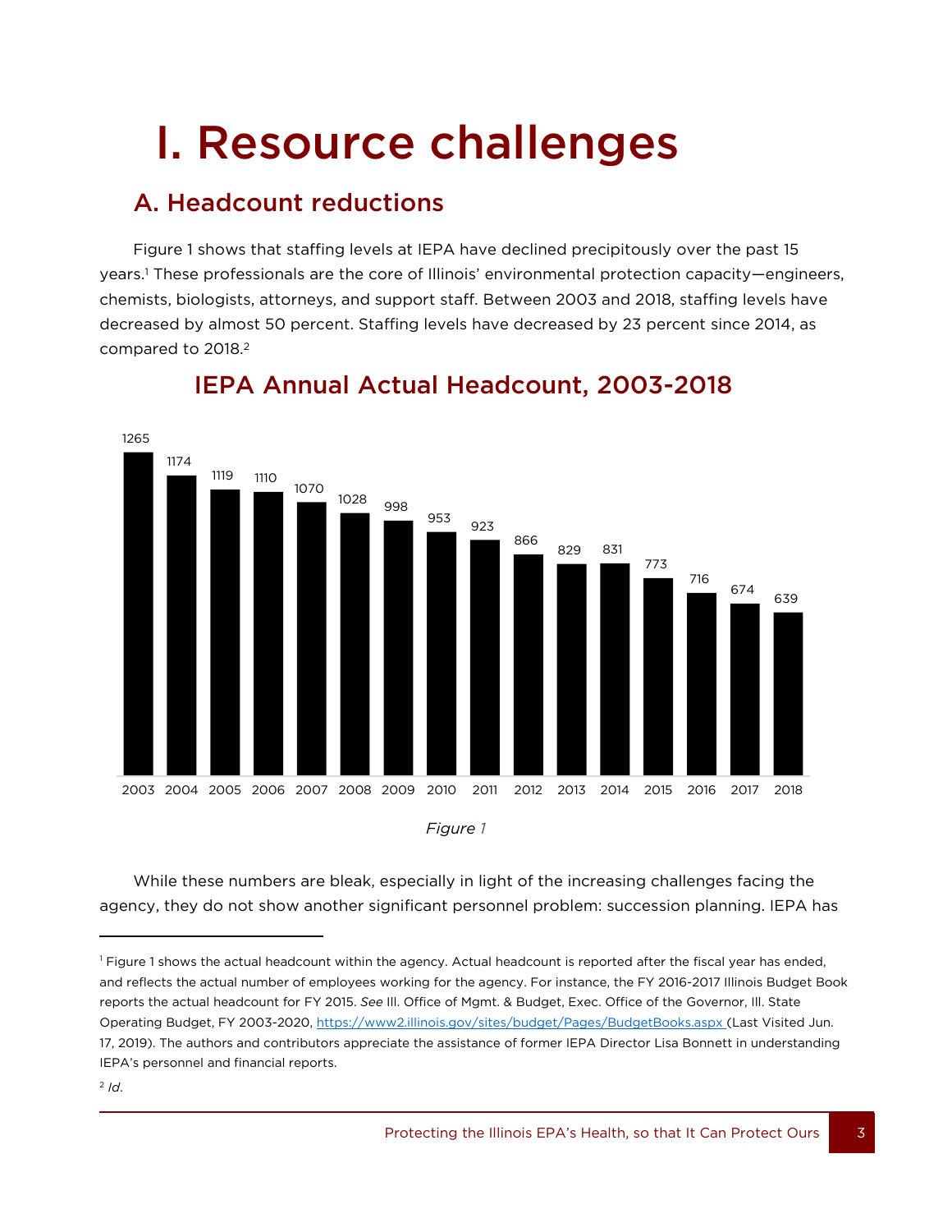# I. Resource challenges

## A. Headcount reductions

Figure 1 shows that staffing levels at IEPA have declined precipitously over the past 15 years.[1] These professionals are the core of Illinois' environmental protection capacity—engineers, chemists, biologists, attorneys, and support staff. Between 2003 and 2018, staffing levels have decreased by almost 50 percent. Staffing levels have decreased by 23 percent since 2014, as compared to 2018.[2]

### IEPA Annual Actual Headcount, 2003-2018

| Year | Headcount |
|---|---|
| 2003 | 1265 |
| 2004 | 1174 |
| 2005 | 1119 |
| 2006 | 1110 |
| 2007 | 1070 |
| 2008 | 1028 |
| 2009 | 998 |
| 2010 | 953 |
| 2011 | 923 |
| 2012 | 866 |
| 2013 | 829 |
| 2014 | 831 |
| 2015 | 773 |
| 2016 | 716 |
| 2017 | 674 |
| 2018 | 639 |

*Figure 1*

While these numbers are bleak, especially in light of the increasing challenges facing the agency, they do not show another significant personnel problem: succession planning. IEPA has

---

[1] Figure 1 shows the actual headcount within the agency. Actual headcount is reported after the fiscal year has ended, and reflects the actual number of employees working for the agency. For instance, the FY 2016-2017 Illinois Budget Book reports the actual headcount for FY 2015. *See* Ill. Office of Mgmt. & Budget, Exec. Office of the Governor, Ill. State Operating Budget, FY 2003-2020, https://www2.illinois.gov/sites/budget/Pages/BudgetBooks.aspx (Last Visited Jun. 17, 2019). The authors and contributors appreciate the assistance of former IEPA Director Lisa Bonnett in understanding IEPA's personnel and financial reports.

[2] *Id.*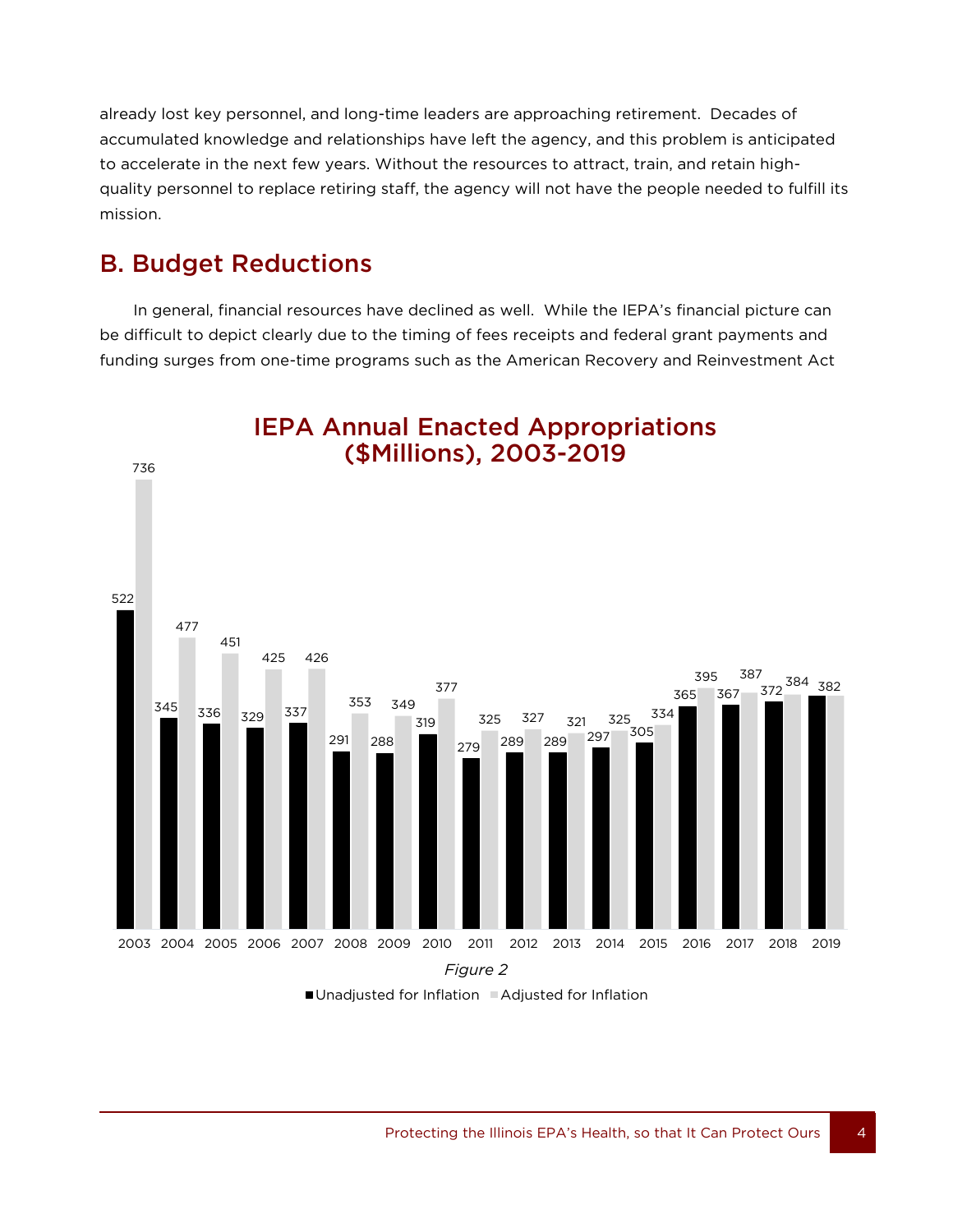already lost key personnel, and long-time leaders are approaching retirement. Decades of accumulated knowledge and relationships have left the agency, and this problem is anticipated to accelerate in the next few years. Without the resources to attract, train, and retain high-quality personnel to replace retiring staff, the agency will not have the people needed to fulfill its mission.

## B. Budget Reductions

In general, financial resources have declined as well. While the IEPA's financial picture can be difficult to depict clearly due to the timing of fees receipts and federal grant payments and funding surges from one-time programs such as the American Recovery and Reinvestment Act

**IEPA Annual Enacted Appropriations ($Millions), 2003-2019**

| Year | Unadjusted for Inflation | Adjusted for Inflation |
|---|---|---|
| 2003 | 522 | 736 |
| 2004 | 345 | 477 |
| 2005 | 336 | 451 |
| 2006 | 329 | 425 |
| 2007 | 337 | 426 |
| 2008 | 291 | 353 |
| 2009 | 288 | 349 |
| 2010 | 319 | 377 |
| 2011 | 279 | 325 |
| 2012 | 289 | 327 |
| 2013 | 289 | 321 |
| 2014 | 297 | 325 |
| 2015 | 305 | 334 |
| 2016 | 365 | 395 |
| 2017 | 367 | 387 |
| 2018 | 372 | 384 |
| 2019 | 382 | 382 |

*Figure 2*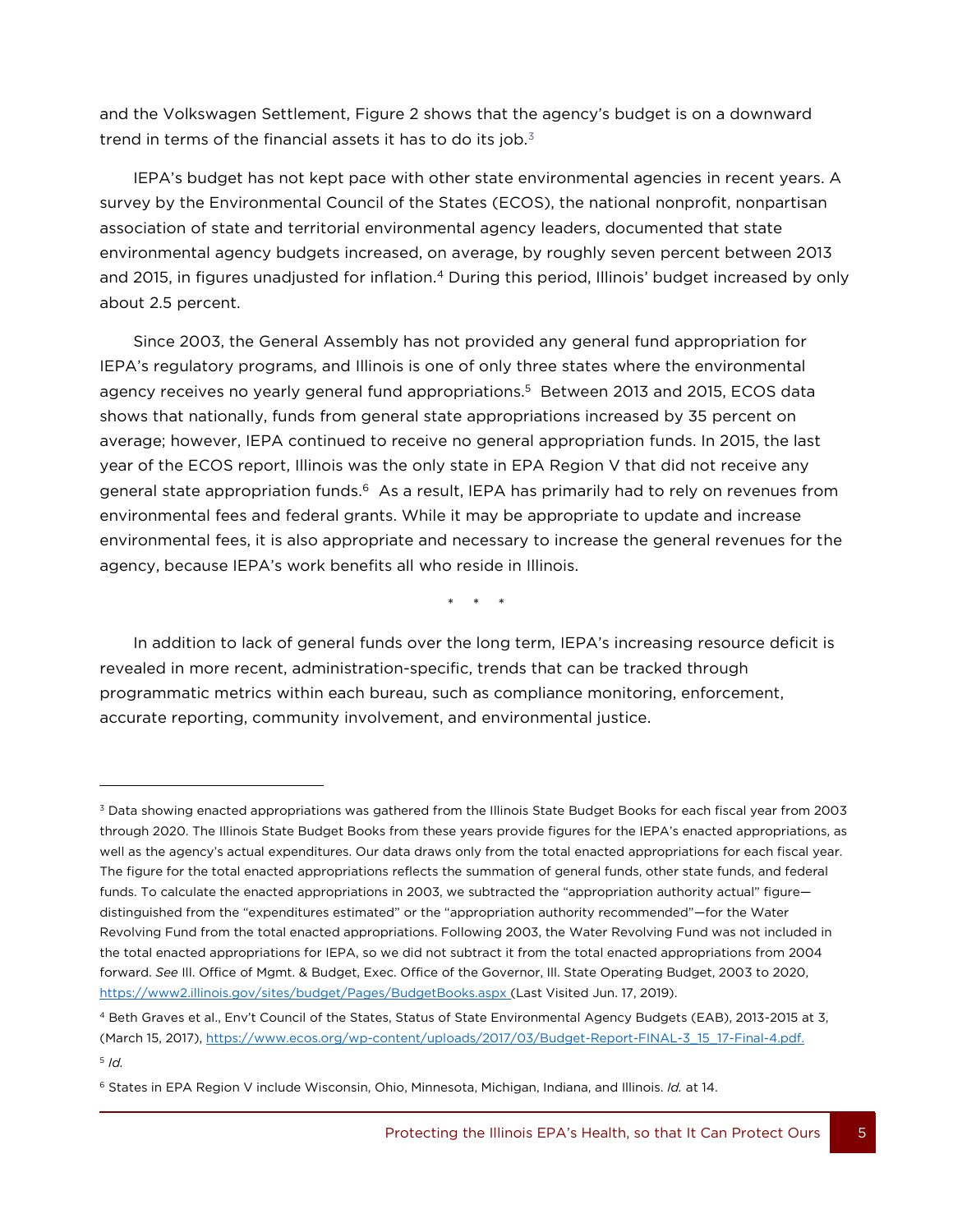and the Volkswagen Settlement, Figure 2 shows that the agency's budget is on a downward trend in terms of the financial assets it has to do its job.[3]

IEPA's budget has not kept pace with other state environmental agencies in recent years. A survey by the Environmental Council of the States (ECOS), the national nonprofit, nonpartisan association of state and territorial environmental agency leaders, documented that state environmental agency budgets increased, on average, by roughly seven percent between 2013 and 2015, in figures unadjusted for inflation.[4] During this period, Illinois' budget increased by only about 2.5 percent.

Since 2003, the General Assembly has not provided any general fund appropriation for IEPA's regulatory programs, and Illinois is one of only three states where the environmental agency receives no yearly general fund appropriations.[5] Between 2013 and 2015, ECOS data shows that nationally, funds from general state appropriations increased by 35 percent on average; however, IEPA continued to receive no general appropriation funds. In 2015, the last year of the ECOS report, Illinois was the only state in EPA Region V that did not receive any general state appropriation funds.[6] As a result, IEPA has primarily had to rely on revenues from environmental fees and federal grants. While it may be appropriate to update and increase environmental fees, it is also appropriate and necessary to increase the general revenues for the agency, because IEPA's work benefits all who reside in Illinois.

\* \* \*

In addition to lack of general funds over the long term, IEPA's increasing resource deficit is revealed in more recent, administration-specific, trends that can be tracked through programmatic metrics within each bureau, such as compliance monitoring, enforcement, accurate reporting, community involvement, and environmental justice.

---

[3] Data showing enacted appropriations was gathered from the Illinois State Budget Books for each fiscal year from 2003 through 2020. The Illinois State Budget Books from these years provide figures for the IEPA's enacted appropriations, as well as the agency's actual expenditures. Our data draws only from the total enacted appropriations for each fiscal year. The figure for the total enacted appropriations reflects the summation of general funds, other state funds, and federal funds. To calculate the enacted appropriations in 2003, we subtracted the "appropriation authority actual" figure—distinguished from the "expenditures estimated" or the "appropriation authority recommended"—for the Water Revolving Fund from the total enacted appropriations. Following 2003, the Water Revolving Fund was not included in the total enacted appropriations for IEPA, so we did not subtract it from the total enacted appropriations from 2004 forward. *See* Ill. Office of Mgmt. & Budget, Exec. Office of the Governor, Ill. State Operating Budget, 2003 to 2020, https://www2.illinois.gov/sites/budget/Pages/BudgetBooks.aspx (Last Visited Jun. 17, 2019).

[4] Beth Graves et al., Env't Council of the States, Status of State Environmental Agency Budgets (EAB), 2013-2015 at 3, (March 15, 2017), https://www.ecos.org/wp-content/uploads/2017/03/Budget-Report-FINAL-3_15_17-Final-4.pdf.

[5] *Id.*

[6] States in EPA Region V include Wisconsin, Ohio, Minnesota, Michigan, Indiana, and Illinois. *Id.* at 14.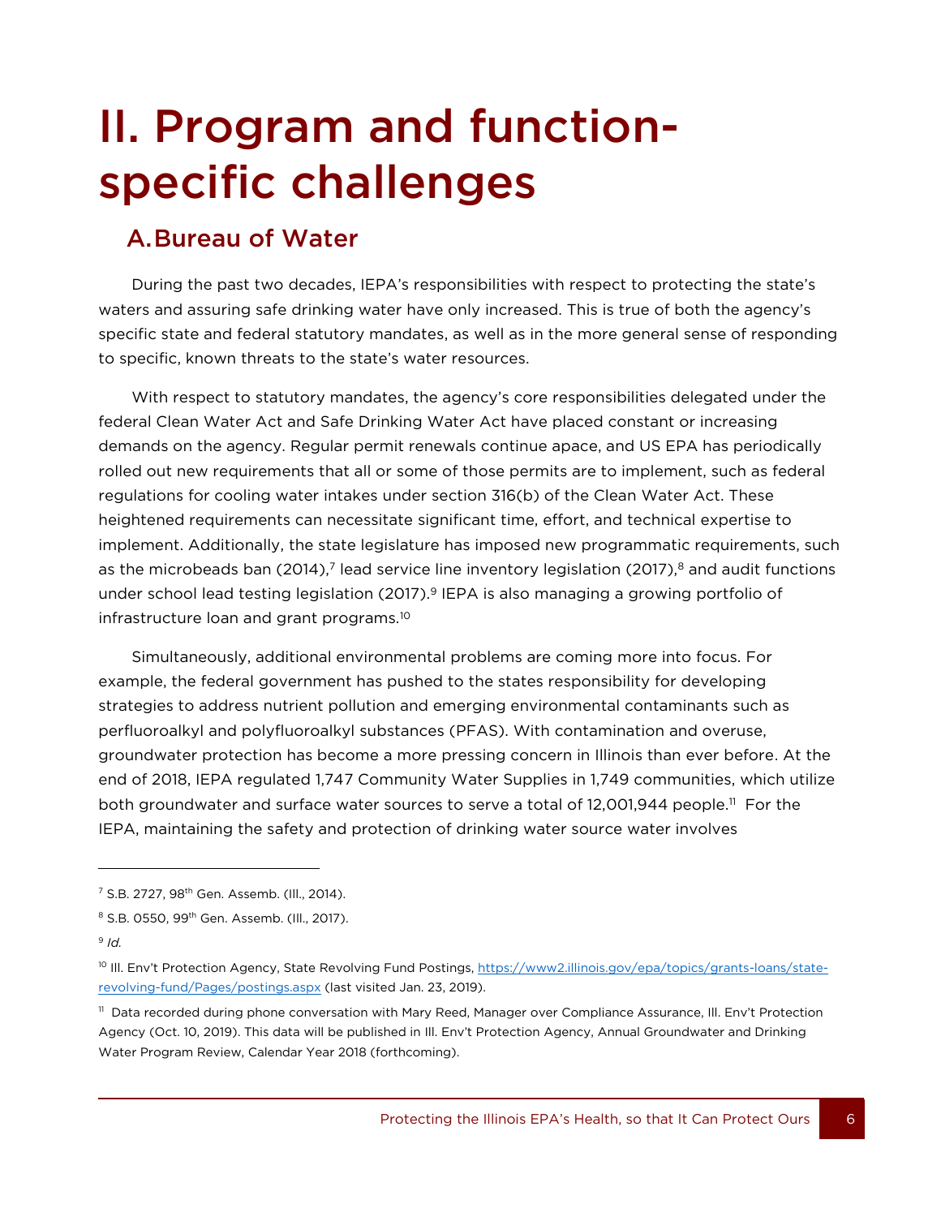# II. Program and function-specific challenges

## A. Bureau of Water

During the past two decades, IEPA's responsibilities with respect to protecting the state's waters and assuring safe drinking water have only increased. This is true of both the agency's specific state and federal statutory mandates, as well as in the more general sense of responding to specific, known threats to the state's water resources.

With respect to statutory mandates, the agency's core responsibilities delegated under the federal Clean Water Act and Safe Drinking Water Act have placed constant or increasing demands on the agency. Regular permit renewals continue apace, and US EPA has periodically rolled out new requirements that all or some of those permits are to implement, such as federal regulations for cooling water intakes under section 316(b) of the Clean Water Act. These heightened requirements can necessitate significant time, effort, and technical expertise to implement. Additionally, the state legislature has imposed new programmatic requirements, such as the microbeads ban (2014),[7] lead service line inventory legislation (2017),[8] and audit functions under school lead testing legislation (2017).[9] IEPA is also managing a growing portfolio of infrastructure loan and grant programs.[10]

Simultaneously, additional environmental problems are coming more into focus. For example, the federal government has pushed to the states responsibility for developing strategies to address nutrient pollution and emerging environmental contaminants such as perfluoroalkyl and polyfluoroalkyl substances (PFAS). With contamination and overuse, groundwater protection has become a more pressing concern in Illinois than ever before. At the end of 2018, IEPA regulated 1,747 Community Water Supplies in 1,749 communities, which utilize both groundwater and surface water sources to serve a total of 12,001,944 people.[11] For the IEPA, maintaining the safety and protection of drinking water source water involves

---

[7] S.B. 2727, 98th Gen. Assemb. (Ill., 2014).

[8] S.B. 0550, 99th Gen. Assemb. (Ill., 2017).

[9] *Id.*

[10] Ill. Env't Protection Agency, State Revolving Fund Postings, https://www2.illinois.gov/epa/topics/grants-loans/state-revolving-fund/Pages/postings.aspx (last visited Jan. 23, 2019).

[11] Data recorded during phone conversation with Mary Reed, Manager over Compliance Assurance, Ill. Env't Protection Agency (Oct. 10, 2019). This data will be published in Ill. Env't Protection Agency, Annual Groundwater and Drinking Water Program Review, Calendar Year 2018 (forthcoming).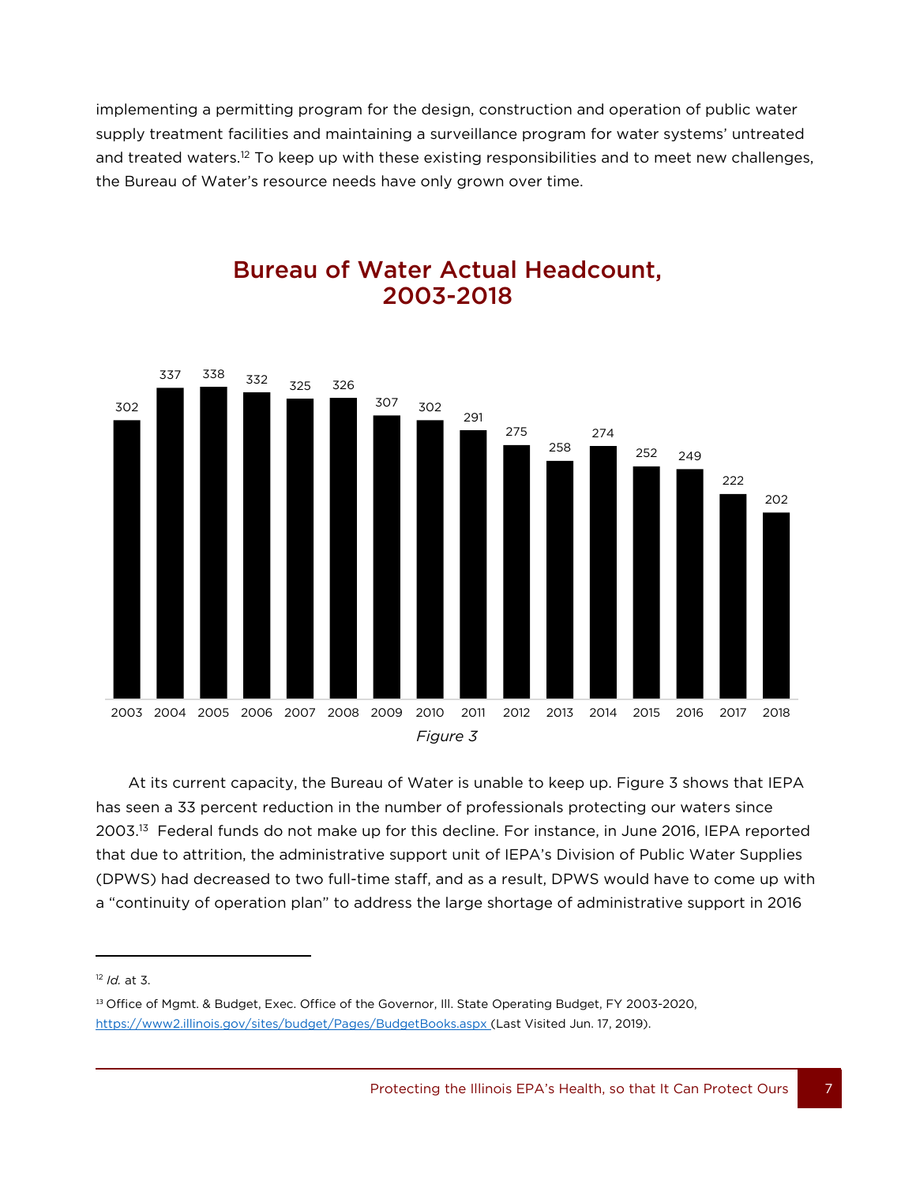implementing a permitting program for the design, construction and operation of public water supply treatment facilities and maintaining a surveillance program for water systems' untreated and treated waters.[12] To keep up with these existing responsibilities and to meet new challenges, the Bureau of Water's resource needs have only grown over time.

## Bureau of Water Actual Headcount, 2003-2018

| Year | Headcount |
|---|---|
| 2003 | 302 |
| 2004 | 337 |
| 2005 | 338 |
| 2006 | 332 |
| 2007 | 325 |
| 2008 | 326 |
| 2009 | 307 |
| 2010 | 302 |
| 2011 | 291 |
| 2012 | 275 |
| 2013 | 258 |
| 2014 | 274 |
| 2015 | 252 |
| 2016 | 249 |
| 2017 | 222 |
| 2018 | 202 |

*Figure 3*

At its current capacity, the Bureau of Water is unable to keep up. Figure 3 shows that IEPA has seen a 33 percent reduction in the number of professionals protecting our waters since 2003.[13] Federal funds do not make up for this decline. For instance, in June 2016, IEPA reported that due to attrition, the administrative support unit of IEPA's Division of Public Water Supplies (DPWS) had decreased to two full-time staff, and as a result, DPWS would have to come up with a "continuity of operation plan" to address the large shortage of administrative support in 2016

---

[12] *Id.* at 3.

[13] Office of Mgmt. & Budget, Exec. Office of the Governor, Ill. State Operating Budget, FY 2003-2020, https://www2.illinois.gov/sites/budget/Pages/BudgetBooks.aspx (Last Visited Jun. 17, 2019).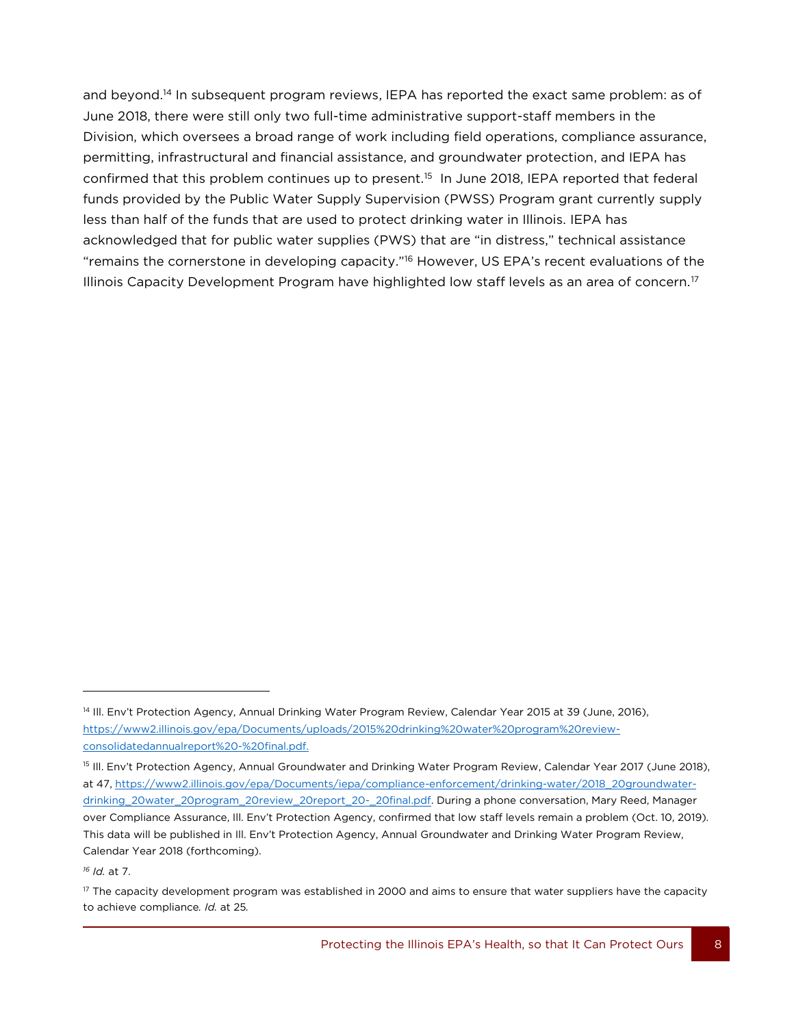and beyond.[14] In subsequent program reviews, IEPA has reported the exact same problem: as of June 2018, there were still only two full-time administrative support-staff members in the Division, which oversees a broad range of work including field operations, compliance assurance, permitting, infrastructural and financial assistance, and groundwater protection, and IEPA has confirmed that this problem continues up to present.[15] In June 2018, IEPA reported that federal funds provided by the Public Water Supply Supervision (PWSS) Program grant currently supply less than half of the funds that are used to protect drinking water in Illinois. IEPA has acknowledged that for public water supplies (PWS) that are "in distress," technical assistance "remains the cornerstone in developing capacity."[16] However, US EPA's recent evaluations of the Illinois Capacity Development Program have highlighted low staff levels as an area of concern.[17]

---

[14] Ill. Env't Protection Agency, Annual Drinking Water Program Review, Calendar Year 2015 at 39 (June, 2016), https://www2.illinois.gov/epa/Documents/uploads/2015%20drinking%20water%20program%20review-consolidatedannualreport%20-%20final.pdf.

[15] Ill. Env't Protection Agency, Annual Groundwater and Drinking Water Program Review, Calendar Year 2017 (June 2018), at 47, https://www2.illinois.gov/epa/Documents/iepa/compliance-enforcement/drinking-water/2018_20groundwater-drinking_20water_20program_20review_20report_20-_20final.pdf. During a phone conversation, Mary Reed, Manager over Compliance Assurance, Ill. Env't Protection Agency, confirmed that low staff levels remain a problem (Oct. 10, 2019). This data will be published in Ill. Env't Protection Agency, Annual Groundwater and Drinking Water Program Review, Calendar Year 2018 (forthcoming).

[16] *Id.* at 7.

[17] The capacity development program was established in 2000 and aims to ensure that water suppliers have the capacity to achieve compliance. *Id.* at 25.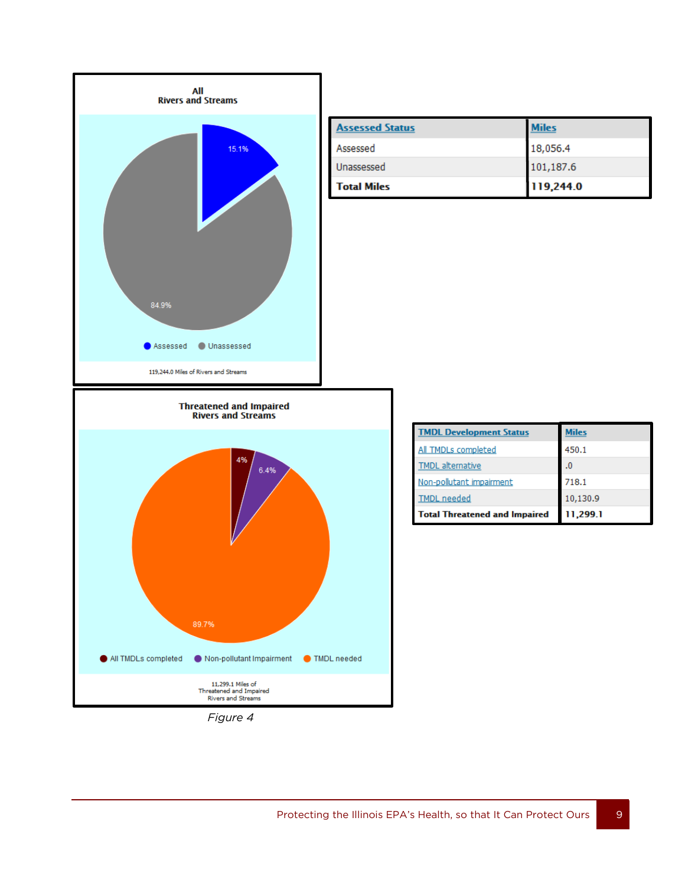**All Rivers and Streams**

15.1%

84.9%

Assessed · Unassessed

119,244.0 Miles of Rivers and Streams

| Assessed Status | Miles |
|---|---|
| Assessed | 18,056.4 |
| Unassessed | 101,187.6 |
| **Total Miles** | **119,244.0** |

**Threatened and Impaired Rivers and Streams**

4%

6.4%

89.7%

All TMDLs completed · Non-pollutant Impairment · TMDL needed

11,299.1 Miles of Threatened and Impaired Rivers and Streams

| TMDL Development Status | Miles |
|---|---|
| All TMDLs completed | 450.1 |
| TMDL alternative | .0 |
| Non-pollutant impairment | 718.1 |
| TMDL needed | 10,130.9 |
| **Total Threatened and Impaired** | **11,299.1** |

*Figure 4*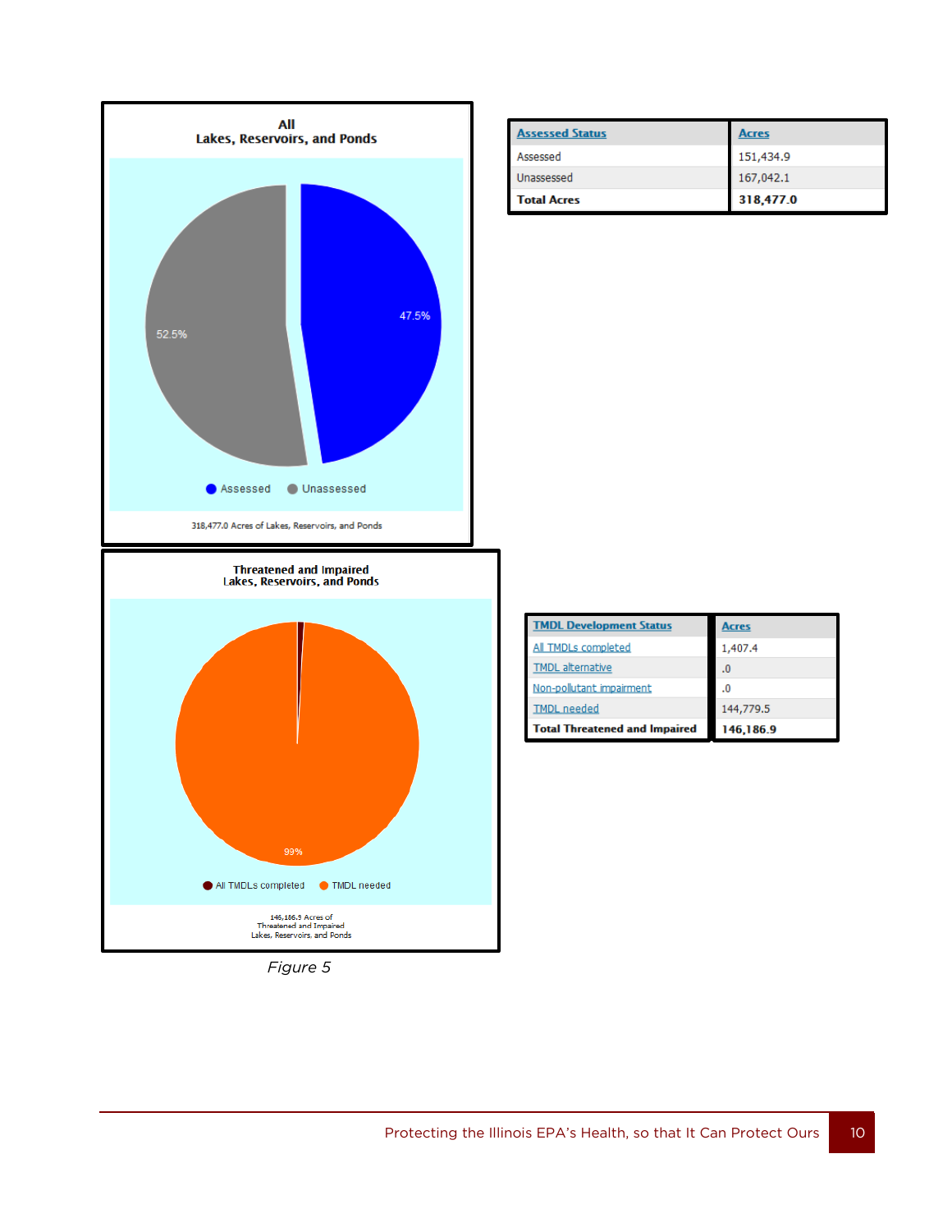| Assessed Status | Acres |
|---|---|
| Assessed | 151,434.9 |
| Unassessed | 167,042.1 |
| **Total Acres** | **318,477.0** |

| TMDL Development Status | Acres |
|---|---|
| All TMDLs completed | 1,407.4 |
| TMDL alternative | .0 |
| Non-pollutant impairment | .0 |
| TMDL needed | 144,779.5 |
| **Total Threatened and Impaired** | **146,186.9** |

*Figure 5*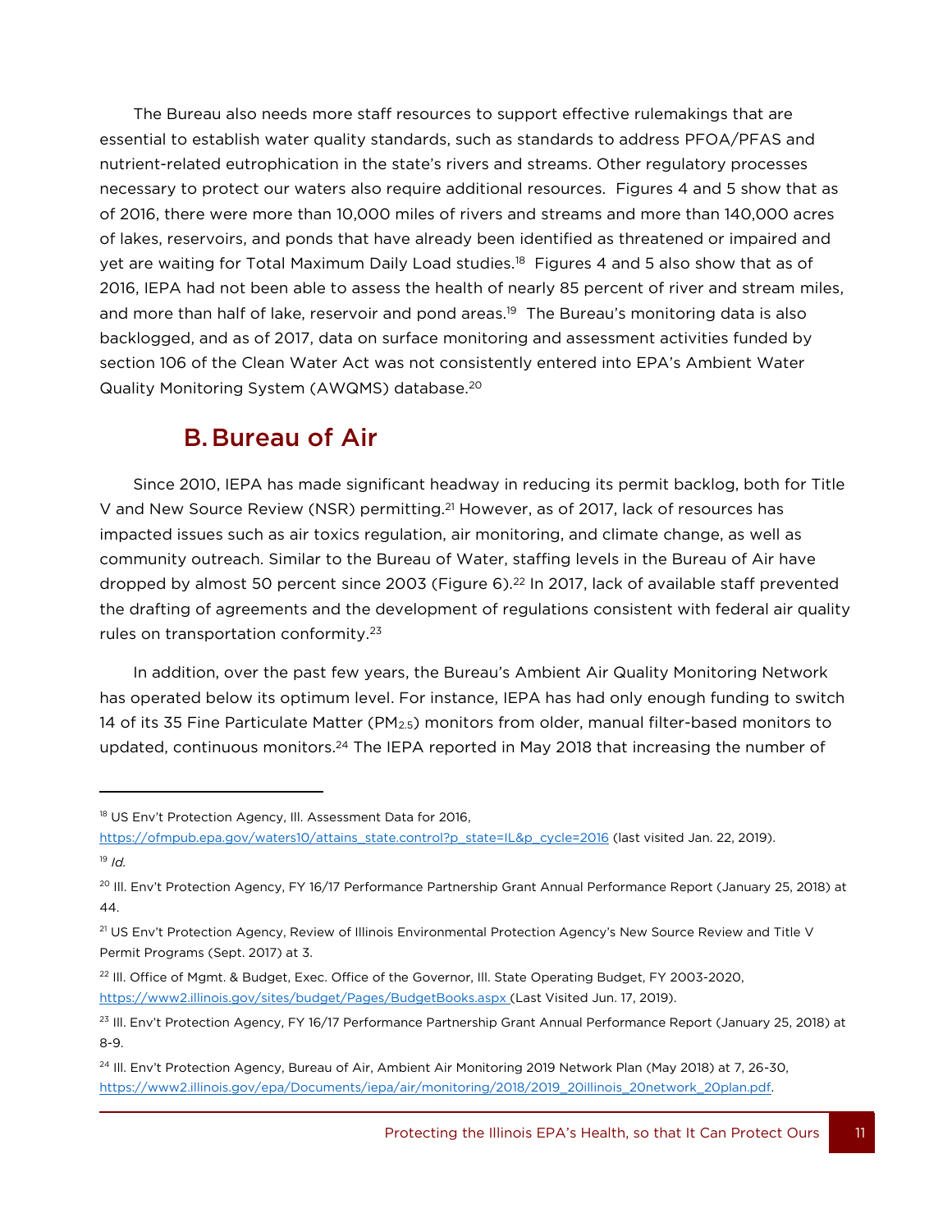The Bureau also needs more staff resources to support effective rulemakings that are essential to establish water quality standards, such as standards to address PFOA/PFAS and nutrient-related eutrophication in the state's rivers and streams. Other regulatory processes necessary to protect our waters also require additional resources. Figures 4 and 5 show that as of 2016, there were more than 10,000 miles of rivers and streams and more than 140,000 acres of lakes, reservoirs, and ponds that have already been identified as threatened or impaired and yet are waiting for Total Maximum Daily Load studies.[18] Figures 4 and 5 also show that as of 2016, IEPA had not been able to assess the health of nearly 85 percent of river and stream miles, and more than half of lake, reservoir and pond areas.[19] The Bureau's monitoring data is also backlogged, and as of 2017, data on surface monitoring and assessment activities funded by section 106 of the Clean Water Act was not consistently entered into EPA's Ambient Water Quality Monitoring System (AWQMS) database.[20]

## B. Bureau of Air

Since 2010, IEPA has made significant headway in reducing its permit backlog, both for Title V and New Source Review (NSR) permitting.[21] However, as of 2017, lack of resources has impacted issues such as air toxics regulation, air monitoring, and climate change, as well as community outreach. Similar to the Bureau of Water, staffing levels in the Bureau of Air have dropped by almost 50 percent since 2003 (Figure 6).[22] In 2017, lack of available staff prevented the drafting of agreements and the development of regulations consistent with federal air quality rules on transportation conformity.[23]

In addition, over the past few years, the Bureau's Ambient Air Quality Monitoring Network has operated below its optimum level. For instance, IEPA has had only enough funding to switch 14 of its 35 Fine Particulate Matter ($PM_{2.5}$) monitors from older, manual filter-based monitors to updated, continuous monitors.[24] The IEPA reported in May 2018 that increasing the number of

---

[18] US Env't Protection Agency, Ill. Assessment Data for 2016, https://ofmpub.epa.gov/waters10/attains_state.control?p_state=IL&p_cycle=2016 (last visited Jan. 22, 2019).

[19] *Id.*

[20] Ill. Env't Protection Agency, FY 16/17 Performance Partnership Grant Annual Performance Report (January 25, 2018) at 44.

[21] US Env't Protection Agency, Review of Illinois Environmental Protection Agency's New Source Review and Title V Permit Programs (Sept. 2017) at 3.

[22] Ill. Office of Mgmt. & Budget, Exec. Office of the Governor, Ill. State Operating Budget, FY 2003-2020, https://www2.illinois.gov/sites/budget/Pages/BudgetBooks.aspx (Last Visited Jun. 17, 2019).

[23] Ill. Env't Protection Agency, FY 16/17 Performance Partnership Grant Annual Performance Report (January 25, 2018) at 8-9.

[24] Ill. Env't Protection Agency, Bureau of Air, Ambient Air Monitoring 2019 Network Plan (May 2018) at 7, 26-30, https://www2.illinois.gov/epa/Documents/iepa/air/monitoring/2018/2019_20illinois_20network_20plan.pdf.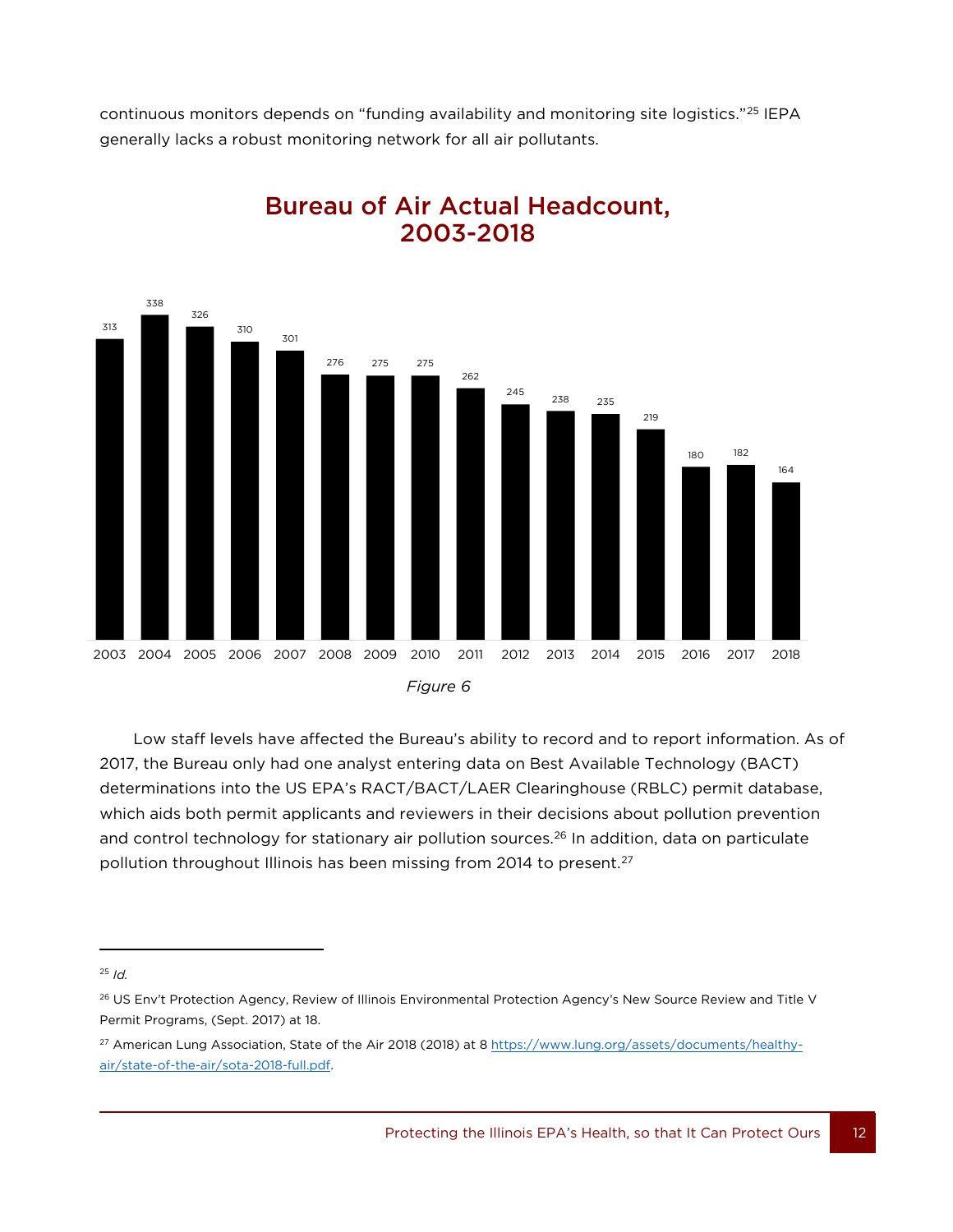continuous monitors depends on "funding availability and monitoring site logistics."[25] IEPA generally lacks a robust monitoring network for all air pollutants.

## Bureau of Air Actual Headcount, 2003-2018

| Year | Headcount |
|---|---|
| 2003 | 313 |
| 2004 | 338 |
| 2005 | 326 |
| 2006 | 310 |
| 2007 | 301 |
| 2008 | 276 |
| 2009 | 275 |
| 2010 | 275 |
| 2011 | 262 |
| 2012 | 245 |
| 2013 | 238 |
| 2014 | 235 |
| 2015 | 219 |
| 2016 | 180 |
| 2017 | 182 |
| 2018 | 164 |

*Figure 6*

Low staff levels have affected the Bureau's ability to record and to report information. As of 2017, the Bureau only had one analyst entering data on Best Available Technology (BACT) determinations into the US EPA's RACT/BACT/LAER Clearinghouse (RBLC) permit database, which aids both permit applicants and reviewers in their decisions about pollution prevention and control technology for stationary air pollution sources.[26] In addition, data on particulate pollution throughout Illinois has been missing from 2014 to present.[27]

---

[25] *Id.*

[26] US Env't Protection Agency, Review of Illinois Environmental Protection Agency's New Source Review and Title V Permit Programs, (Sept. 2017) at 18.

[27] American Lung Association, State of the Air 2018 (2018) at 8 https://www.lung.org/assets/documents/healthy-air/state-of-the-air/sota-2018-full.pdf.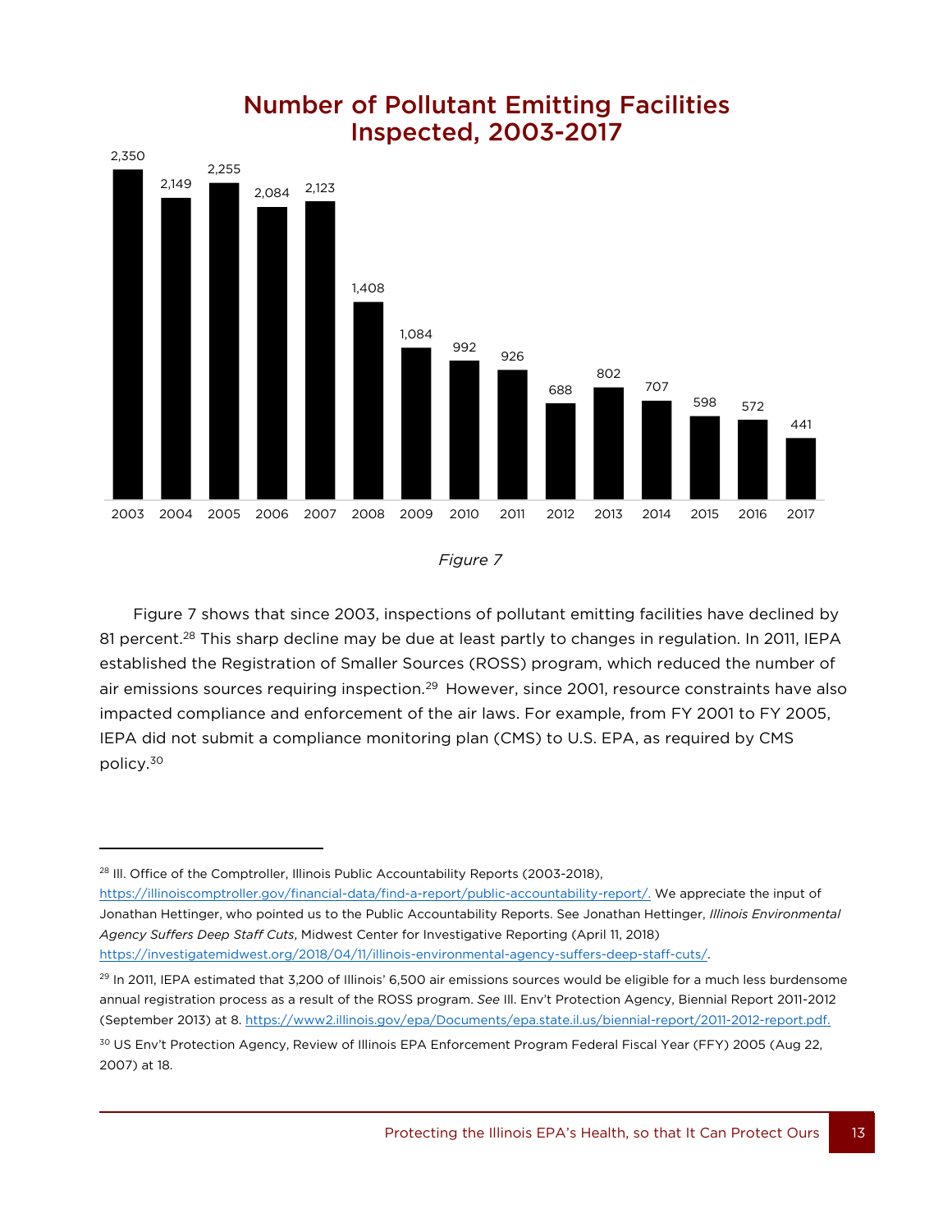## Number of Pollutant Emitting Facilities Inspected, 2003-2017

| Year | Facilities Inspected |
|---|---|
| 2003 | 2,350 |
| 2004 | 2,149 |
| 2005 | 2,255 |
| 2006 | 2,084 |
| 2007 | 2,123 |
| 2008 | 1,408 |
| 2009 | 1,084 |
| 2010 | 992 |
| 2011 | 926 |
| 2012 | 688 |
| 2013 | 802 |
| 2014 | 707 |
| 2015 | 598 |
| 2016 | 572 |
| 2017 | 441 |

*Figure 7*

Figure 7 shows that since 2003, inspections of pollutant emitting facilities have declined by 81 percent.[28] This sharp decline may be due at least partly to changes in regulation. In 2011, IEPA established the Registration of Smaller Sources (ROSS) program, which reduced the number of air emissions sources requiring inspection.[29] However, since 2001, resource constraints have also impacted compliance and enforcement of the air laws. For example, from FY 2001 to FY 2005, IEPA did not submit a compliance monitoring plan (CMS) to U.S. EPA, as required by CMS policy.[30]

---

[28] Ill. Office of the Comptroller, Illinois Public Accountability Reports (2003-2018), https://illinoiscomptroller.gov/financial-data/find-a-report/public-accountability-report/. We appreciate the input of Jonathan Hettinger, who pointed us to the Public Accountability Reports. See Jonathan Hettinger, *Illinois Environmental Agency Suffers Deep Staff Cuts*, Midwest Center for Investigative Reporting (April 11, 2018) https://investigatemidwest.org/2018/04/11/illinois-environmental-agency-suffers-deep-staff-cuts/.

[29] In 2011, IEPA estimated that 3,200 of Illinois' 6,500 air emissions sources would be eligible for a much less burdensome annual registration process as a result of the ROSS program. *See* Ill. Env't Protection Agency, Biennial Report 2011-2012 (September 2013) at 8. https://www2.illinois.gov/epa/Documents/epa.state.il.us/biennial-report/2011-2012-report.pdf.

[30] US Env't Protection Agency, Review of Illinois EPA Enforcement Program Federal Fiscal Year (FFY) 2005 (Aug 22, 2007) at 18.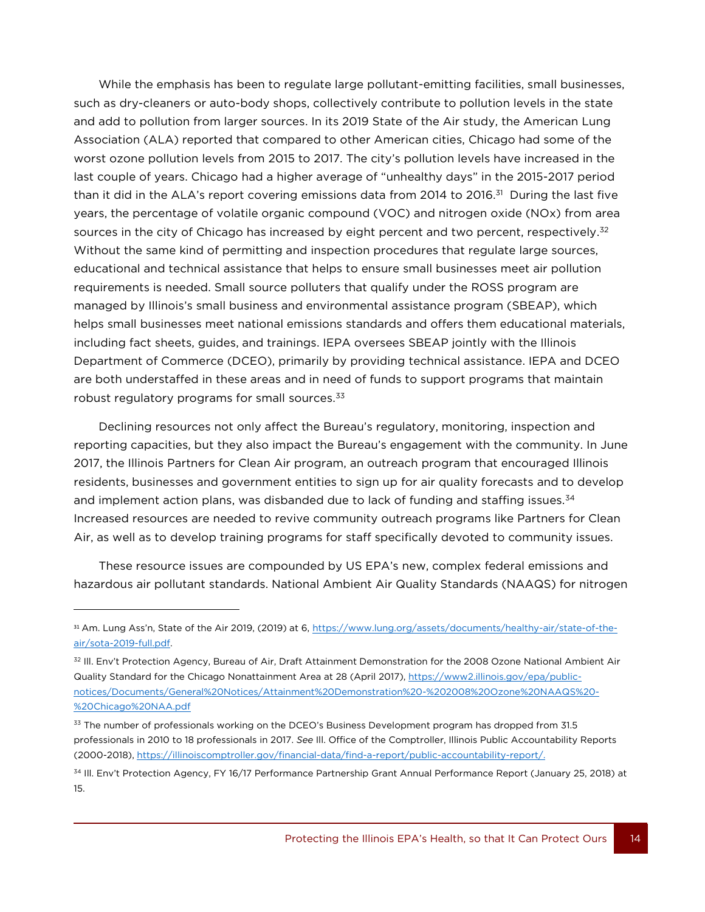While the emphasis has been to regulate large pollutant-emitting facilities, small businesses, such as dry-cleaners or auto-body shops, collectively contribute to pollution levels in the state and add to pollution from larger sources. In its 2019 State of the Air study, the American Lung Association (ALA) reported that compared to other American cities, Chicago had some of the worst ozone pollution levels from 2015 to 2017. The city's pollution levels have increased in the last couple of years. Chicago had a higher average of "unhealthy days" in the 2015-2017 period than it did in the ALA's report covering emissions data from 2014 to 2016.[31] During the last five years, the percentage of volatile organic compound (VOC) and nitrogen oxide (NOx) from area sources in the city of Chicago has increased by eight percent and two percent, respectively.[32] Without the same kind of permitting and inspection procedures that regulate large sources, educational and technical assistance that helps to ensure small businesses meet air pollution requirements is needed. Small source polluters that qualify under the ROSS program are managed by Illinois's small business and environmental assistance program (SBEAP), which helps small businesses meet national emissions standards and offers them educational materials, including fact sheets, guides, and trainings. IEPA oversees SBEAP jointly with the Illinois Department of Commerce (DCEO), primarily by providing technical assistance. IEPA and DCEO are both understaffed in these areas and in need of funds to support programs that maintain robust regulatory programs for small sources.[33]

Declining resources not only affect the Bureau's regulatory, monitoring, inspection and reporting capacities, but they also impact the Bureau's engagement with the community. In June 2017, the Illinois Partners for Clean Air program, an outreach program that encouraged Illinois residents, businesses and government entities to sign up for air quality forecasts and to develop and implement action plans, was disbanded due to lack of funding and staffing issues.[34] Increased resources are needed to revive community outreach programs like Partners for Clean Air, as well as to develop training programs for staff specifically devoted to community issues.

These resource issues are compounded by US EPA's new, complex federal emissions and hazardous air pollutant standards. National Ambient Air Quality Standards (NAAQS) for nitrogen

---

[31] Am. Lung Ass'n, State of the Air 2019, (2019) at 6, https://www.lung.org/assets/documents/healthy-air/state-of-the-air/sota-2019-full.pdf.

[32] Ill. Env't Protection Agency, Bureau of Air, Draft Attainment Demonstration for the 2008 Ozone National Ambient Air Quality Standard for the Chicago Nonattainment Area at 28 (April 2017), https://www2.illinois.gov/epa/public-notices/Documents/General%20Notices/Attainment%20Demonstration%20-%202008%20Ozone%20NAAQS%20-%20Chicago%20NAA.pdf

[33] The number of professionals working on the DCEO's Business Development program has dropped from 31.5 professionals in 2010 to 18 professionals in 2017. *See* Ill. Office of the Comptroller, Illinois Public Accountability Reports (2000-2018), https://illinoiscomptroller.gov/financial-data/find-a-report/public-accountability-report/.

[34] Ill. Env't Protection Agency, FY 16/17 Performance Partnership Grant Annual Performance Report (January 25, 2018) at 15.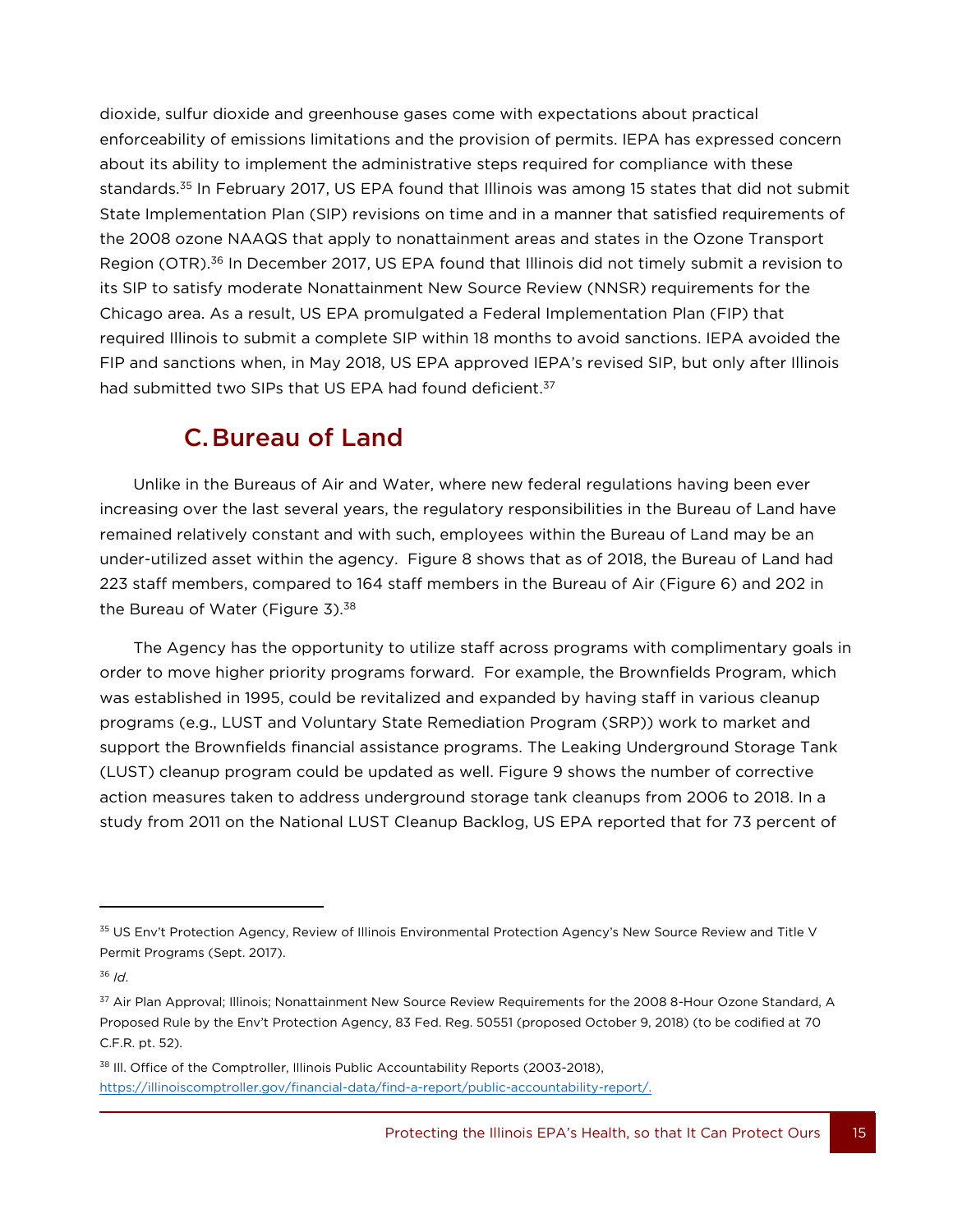dioxide, sulfur dioxide and greenhouse gases come with expectations about practical enforceability of emissions limitations and the provision of permits. IEPA has expressed concern about its ability to implement the administrative steps required for compliance with these standards.[35] In February 2017, US EPA found that Illinois was among 15 states that did not submit State Implementation Plan (SIP) revisions on time and in a manner that satisfied requirements of the 2008 ozone NAAQS that apply to nonattainment areas and states in the Ozone Transport Region (OTR).[36] In December 2017, US EPA found that Illinois did not timely submit a revision to its SIP to satisfy moderate Nonattainment New Source Review (NNSR) requirements for the Chicago area. As a result, US EPA promulgated a Federal Implementation Plan (FIP) that required Illinois to submit a complete SIP within 18 months to avoid sanctions. IEPA avoided the FIP and sanctions when, in May 2018, US EPA approved IEPA's revised SIP, but only after Illinois had submitted two SIPs that US EPA had found deficient.[37]

## C. Bureau of Land

Unlike in the Bureaus of Air and Water, where new federal regulations having been ever increasing over the last several years, the regulatory responsibilities in the Bureau of Land have remained relatively constant and with such, employees within the Bureau of Land may be an under-utilized asset within the agency. Figure 8 shows that as of 2018, the Bureau of Land had 223 staff members, compared to 164 staff members in the Bureau of Air (Figure 6) and 202 in the Bureau of Water (Figure 3).[38]

The Agency has the opportunity to utilize staff across programs with complimentary goals in order to move higher priority programs forward. For example, the Brownfields Program, which was established in 1995, could be revitalized and expanded by having staff in various cleanup programs (e.g., LUST and Voluntary State Remediation Program (SRP)) work to market and support the Brownfields financial assistance programs. The Leaking Underground Storage Tank (LUST) cleanup program could be updated as well. Figure 9 shows the number of corrective action measures taken to address underground storage tank cleanups from 2006 to 2018. In a study from 2011 on the National LUST Cleanup Backlog, US EPA reported that for 73 percent of

---

[35] US Env't Protection Agency, Review of Illinois Environmental Protection Agency's New Source Review and Title V Permit Programs (Sept. 2017).

[36] *Id.*

[37] Air Plan Approval; Illinois; Nonattainment New Source Review Requirements for the 2008 8-Hour Ozone Standard, A Proposed Rule by the Env't Protection Agency, 83 Fed. Reg. 50551 (proposed October 9, 2018) (to be codified at 70 C.F.R. pt. 52).

[38] Ill. Office of the Comptroller, Illinois Public Accountability Reports (2003-2018), https://illinoiscomptroller.gov/financial-data/find-a-report/public-accountability-report/.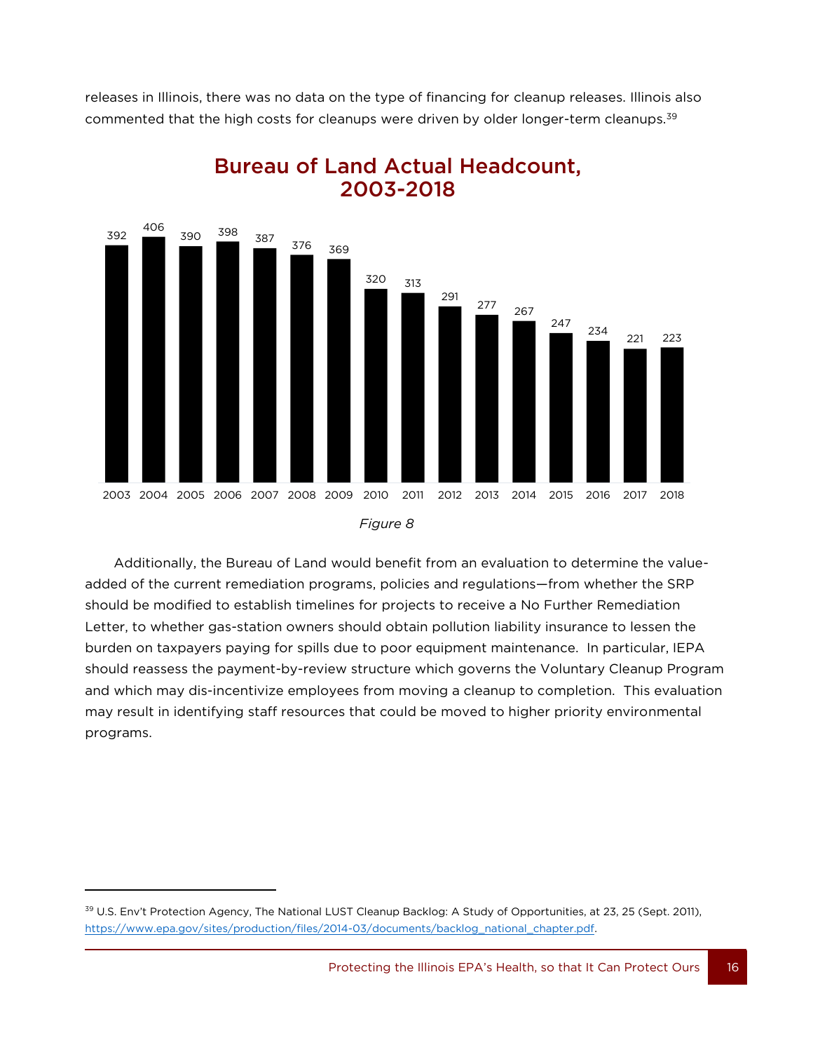releases in Illinois, there was no data on the type of financing for cleanup releases. Illinois also commented that the high costs for cleanups were driven by older longer-term cleanups.[39]

## Bureau of Land Actual Headcount, 2003-2018

| Year | Headcount |
|---|---|
| 2003 | 392 |
| 2004 | 406 |
| 2005 | 390 |
| 2006 | 398 |
| 2007 | 387 |
| 2008 | 376 |
| 2009 | 369 |
| 2010 | 320 |
| 2011 | 313 |
| 2012 | 291 |
| 2013 | 277 |
| 2014 | 267 |
| 2015 | 247 |
| 2016 | 234 |
| 2017 | 221 |
| 2018 | 223 |

*Figure 8*

Additionally, the Bureau of Land would benefit from an evaluation to determine the value-added of the current remediation programs, policies and regulations—from whether the SRP should be modified to establish timelines for projects to receive a No Further Remediation Letter, to whether gas-station owners should obtain pollution liability insurance to lessen the burden on taxpayers paying for spills due to poor equipment maintenance. In particular, IEPA should reassess the payment-by-review structure which governs the Voluntary Cleanup Program and which may dis-incentivize employees from moving a cleanup to completion. This evaluation may result in identifying staff resources that could be moved to higher priority environmental programs.

---

[39] U.S. Env't Protection Agency, The National LUST Cleanup Backlog: A Study of Opportunities, at 23, 25 (Sept. 2011), https://www.epa.gov/sites/production/files/2014-03/documents/backlog_national_chapter.pdf.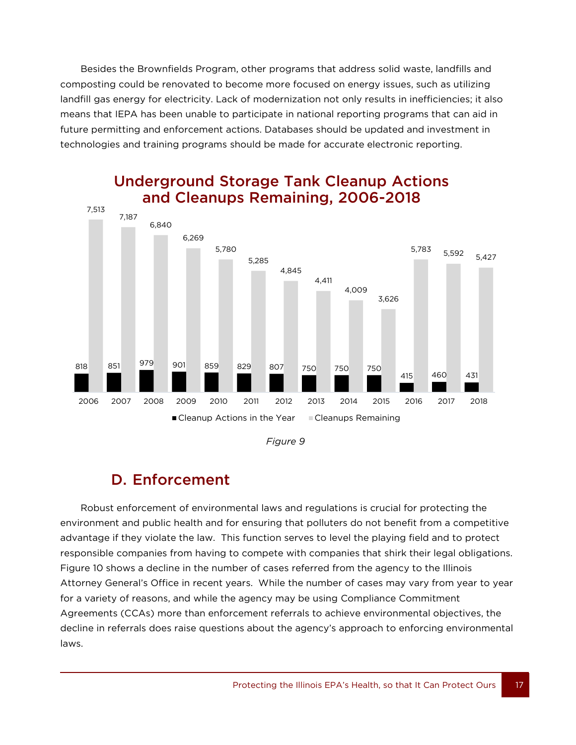Besides the Brownfields Program, other programs that address solid waste, landfills and composting could be renovated to become more focused on energy issues, such as utilizing landfill gas energy for electricity. Lack of modernization not only results in inefficiencies; it also means that IEPA has been unable to participate in national reporting programs that can aid in future permitting and enforcement actions. Databases should be updated and investment in technologies and training programs should be made for accurate electronic reporting.

**Underground Storage Tank Cleanup Actions and Cleanups Remaining, 2006-2018**

| Year | Cleanup Actions in the Year | Cleanups Remaining |
|---|---|---|
| 2006 | 818 | 7,513 |
| 2007 | 851 | 7,187 |
| 2008 | 979 | 6,840 |
| 2009 | 901 | 6,269 |
| 2010 | 859 | 5,780 |
| 2011 | 829 | 5,285 |
| 2012 | 807 | 4,845 |
| 2013 | 750 | 4,411 |
| 2014 | 750 | 4,009 |
| 2015 | 750 | 3,626 |
| 2016 | 415 | 5,783 |
| 2017 | 460 | 5,592 |
| 2018 | 431 | 5,427 |

*Figure 9*

## D. Enforcement

Robust enforcement of environmental laws and regulations is crucial for protecting the environment and public health and for ensuring that polluters do not benefit from a competitive advantage if they violate the law. This function serves to level the playing field and to protect responsible companies from having to compete with companies that shirk their legal obligations. Figure 10 shows a decline in the number of cases referred from the agency to the Illinois Attorney General's Office in recent years. While the number of cases may vary from year to year for a variety of reasons, and while the agency may be using Compliance Commitment Agreements (CCAs) more than enforcement referrals to achieve environmental objectives, the decline in referrals does raise questions about the agency's approach to enforcing environmental laws.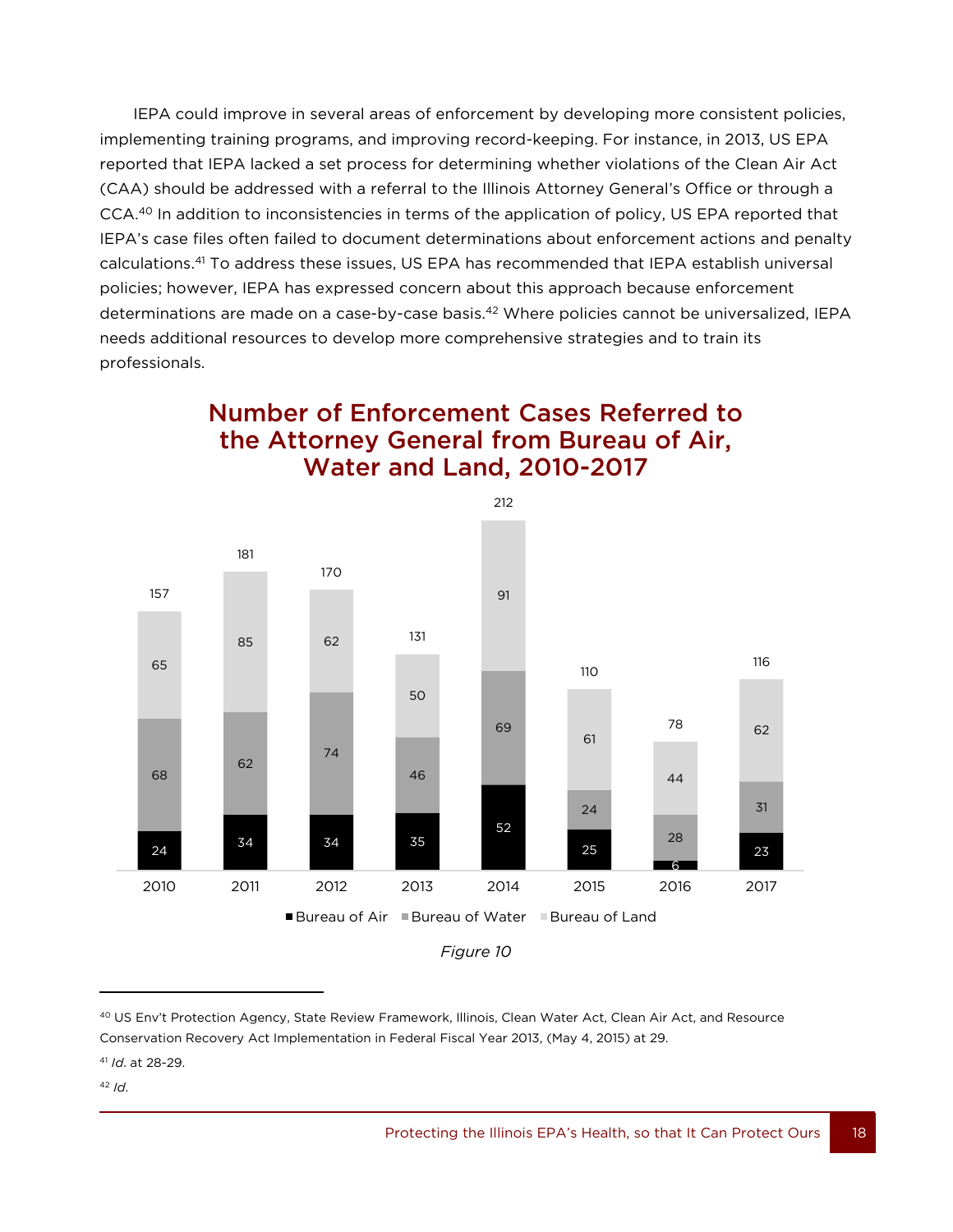IEPA could improve in several areas of enforcement by developing more consistent policies, implementing training programs, and improving record-keeping. For instance, in 2013, US EPA reported that IEPA lacked a set process for determining whether violations of the Clean Air Act (CAA) should be addressed with a referral to the Illinois Attorney General's Office or through a CCA.[40] In addition to inconsistencies in terms of the application of policy, US EPA reported that IEPA's case files often failed to document determinations about enforcement actions and penalty calculations.[41] To address these issues, US EPA has recommended that IEPA establish universal policies; however, IEPA has expressed concern about this approach because enforcement determinations are made on a case-by-case basis.[42] Where policies cannot be universalized, IEPA needs additional resources to develop more comprehensive strategies and to train its professionals.

## Number of Enforcement Cases Referred to the Attorney General from Bureau of Air, Water and Land, 2010-2017

| Year | Bureau of Air | Bureau of Water | Bureau of Land | Total |
|---|---|---|---|---|
| 2010 | 24 | 68 | 65 | 157 |
| 2011 | 34 | 62 | 85 | 181 |
| 2012 | 34 | 74 | 62 | 170 |
| 2013 | 35 | 46 | 50 | 131 |
| 2014 | 52 | 69 | 91 | 212 |
| 2015 | 25 | 24 | 61 | 110 |
| 2016 | 6 | 28 | 44 | 78 |
| 2017 | 23 | 31 | 62 | 116 |

*Figure 10*

---

[40] US Env't Protection Agency, State Review Framework, Illinois, Clean Water Act, Clean Air Act, and Resource Conservation Recovery Act Implementation in Federal Fiscal Year 2013, (May 4, 2015) at 29.

[41] *Id.* at 28-29.

[42] *Id.*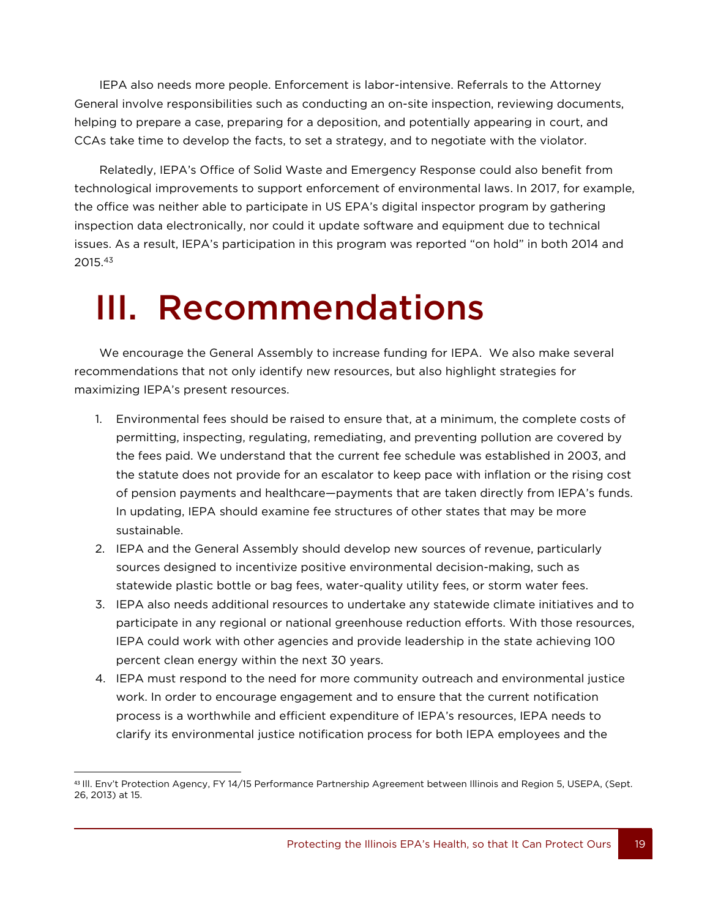IEPA also needs more people. Enforcement is labor-intensive. Referrals to the Attorney General involve responsibilities such as conducting an on-site inspection, reviewing documents, helping to prepare a case, preparing for a deposition, and potentially appearing in court, and CCAs take time to develop the facts, to set a strategy, and to negotiate with the violator.

Relatedly, IEPA's Office of Solid Waste and Emergency Response could also benefit from technological improvements to support enforcement of environmental laws. In 2017, for example, the office was neither able to participate in US EPA's digital inspector program by gathering inspection data electronically, nor could it update software and equipment due to technical issues. As a result, IEPA's participation in this program was reported "on hold" in both 2014 and 2015.[43]

# III. Recommendations

We encourage the General Assembly to increase funding for IEPA. We also make several recommendations that not only identify new resources, but also highlight strategies for maximizing IEPA's present resources.

1. Environmental fees should be raised to ensure that, at a minimum, the complete costs of permitting, inspecting, regulating, remediating, and preventing pollution are covered by the fees paid. We understand that the current fee schedule was established in 2003, and the statute does not provide for an escalator to keep pace with inflation or the rising cost of pension payments and healthcare—payments that are taken directly from IEPA's funds. In updating, IEPA should examine fee structures of other states that may be more sustainable.
2. IEPA and the General Assembly should develop new sources of revenue, particularly sources designed to incentivize positive environmental decision-making, such as statewide plastic bottle or bag fees, water-quality utility fees, or storm water fees.
3. IEPA also needs additional resources to undertake any statewide climate initiatives and to participate in any regional or national greenhouse reduction efforts. With those resources, IEPA could work with other agencies and provide leadership in the state achieving 100 percent clean energy within the next 30 years.
4. IEPA must respond to the need for more community outreach and environmental justice work. In order to encourage engagement and to ensure that the current notification process is a worthwhile and efficient expenditure of IEPA's resources, IEPA needs to clarify its environmental justice notification process for both IEPA employees and the

[43] Ill. Env't Protection Agency, FY 14/15 Performance Partnership Agreement between Illinois and Region 5, USEPA, (Sept. 26, 2013) at 15.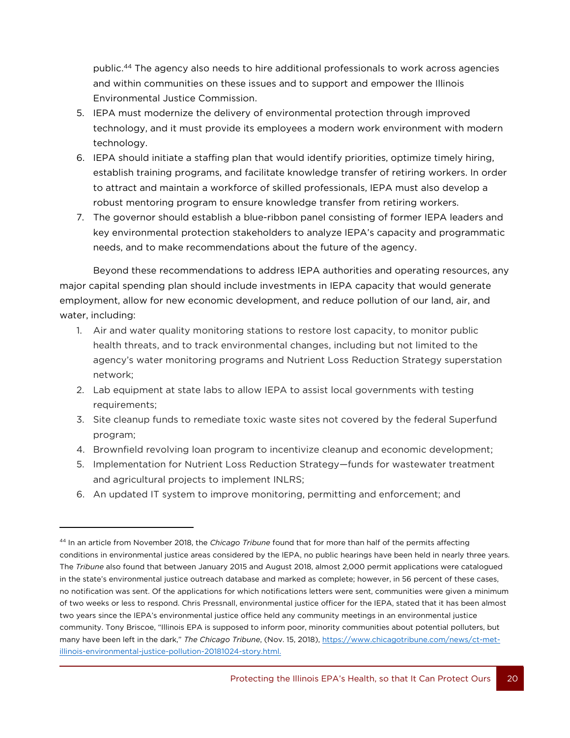public.[44] The agency also needs to hire additional professionals to work across agencies and within communities on these issues and to support and empower the Illinois Environmental Justice Commission.

5. IEPA must modernize the delivery of environmental protection through improved technology, and it must provide its employees a modern work environment with modern technology.
6. IEPA should initiate a staffing plan that would identify priorities, optimize timely hiring, establish training programs, and facilitate knowledge transfer of retiring workers. In order to attract and maintain a workforce of skilled professionals, IEPA must also develop a robust mentoring program to ensure knowledge transfer from retiring workers.
7. The governor should establish a blue-ribbon panel consisting of former IEPA leaders and key environmental protection stakeholders to analyze IEPA's capacity and programmatic needs, and to make recommendations about the future of the agency.

Beyond these recommendations to address IEPA authorities and operating resources, any major capital spending plan should include investments in IEPA capacity that would generate employment, allow for new economic development, and reduce pollution of our land, air, and water, including:

1. Air and water quality monitoring stations to restore lost capacity, to monitor public health threats, and to track environmental changes, including but not limited to the agency's water monitoring programs and Nutrient Loss Reduction Strategy superstation network;
2. Lab equipment at state labs to allow IEPA to assist local governments with testing requirements;
3. Site cleanup funds to remediate toxic waste sites not covered by the federal Superfund program;
4. Brownfield revolving loan program to incentivize cleanup and economic development;
5. Implementation for Nutrient Loss Reduction Strategy—funds for wastewater treatment and agricultural projects to implement INLRS;
6. An updated IT system to improve monitoring, permitting and enforcement; and

---

[44] In an article from November 2018, the *Chicago Tribune* found that for more than half of the permits affecting conditions in environmental justice areas considered by the IEPA, no public hearings have been held in nearly three years. The *Tribune* also found that between January 2015 and August 2018, almost 2,000 permit applications were catalogued in the state's environmental justice outreach database and marked as complete; however, in 56 percent of these cases, no notification was sent. Of the applications for which notifications letters were sent, communities were given a minimum of two weeks or less to respond. Chris Pressnall, environmental justice officer for the IEPA, stated that it has been almost two years since the IEPA's environmental justice office held any community meetings in an environmental justice community. Tony Briscoe, "Illinois EPA is supposed to inform poor, minority communities about potential polluters, but many have been left in the dark," *The Chicago Tribune*, (Nov. 15, 2018), https://www.chicagotribune.com/news/ct-met-illinois-environmental-justice-pollution-20181024-story.html.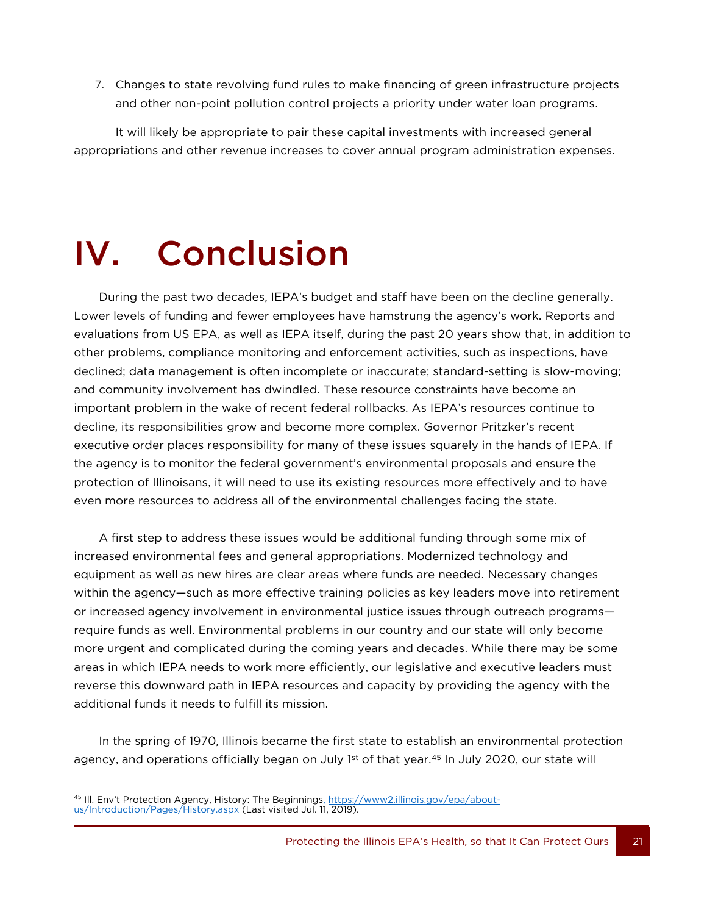7. Changes to state revolving fund rules to make financing of green infrastructure projects and other non-point pollution control projects a priority under water loan programs.

It will likely be appropriate to pair these capital investments with increased general appropriations and other revenue increases to cover annual program administration expenses.

# IV. Conclusion

During the past two decades, IEPA's budget and staff have been on the decline generally. Lower levels of funding and fewer employees have hamstrung the agency's work. Reports and evaluations from US EPA, as well as IEPA itself, during the past 20 years show that, in addition to other problems, compliance monitoring and enforcement activities, such as inspections, have declined; data management is often incomplete or inaccurate; standard-setting is slow-moving; and community involvement has dwindled. These resource constraints have become an important problem in the wake of recent federal rollbacks. As IEPA's resources continue to decline, its responsibilities grow and become more complex. Governor Pritzker's recent executive order places responsibility for many of these issues squarely in the hands of IEPA. If the agency is to monitor the federal government's environmental proposals and ensure the protection of Illinoisans, it will need to use its existing resources more effectively and to have even more resources to address all of the environmental challenges facing the state.

A first step to address these issues would be additional funding through some mix of increased environmental fees and general appropriations. Modernized technology and equipment as well as new hires are clear areas where funds are needed. Necessary changes within the agency—such as more effective training policies as key leaders move into retirement or increased agency involvement in environmental justice issues through outreach programs—require funds as well. Environmental problems in our country and our state will only become more urgent and complicated during the coming years and decades. While there may be some areas in which IEPA needs to work more efficiently, our legislative and executive leaders must reverse this downward path in IEPA resources and capacity by providing the agency with the additional funds it needs to fulfill its mission.

In the spring of 1970, Illinois became the first state to establish an environmental protection agency, and operations officially began on July 1st of that year.[45] In July 2020, our state will

[45] Ill. Env't Protection Agency, History: The Beginnings, https://www2.illinois.gov/epa/about-us/Introduction/Pages/History.aspx (Last visited Jul. 11, 2019).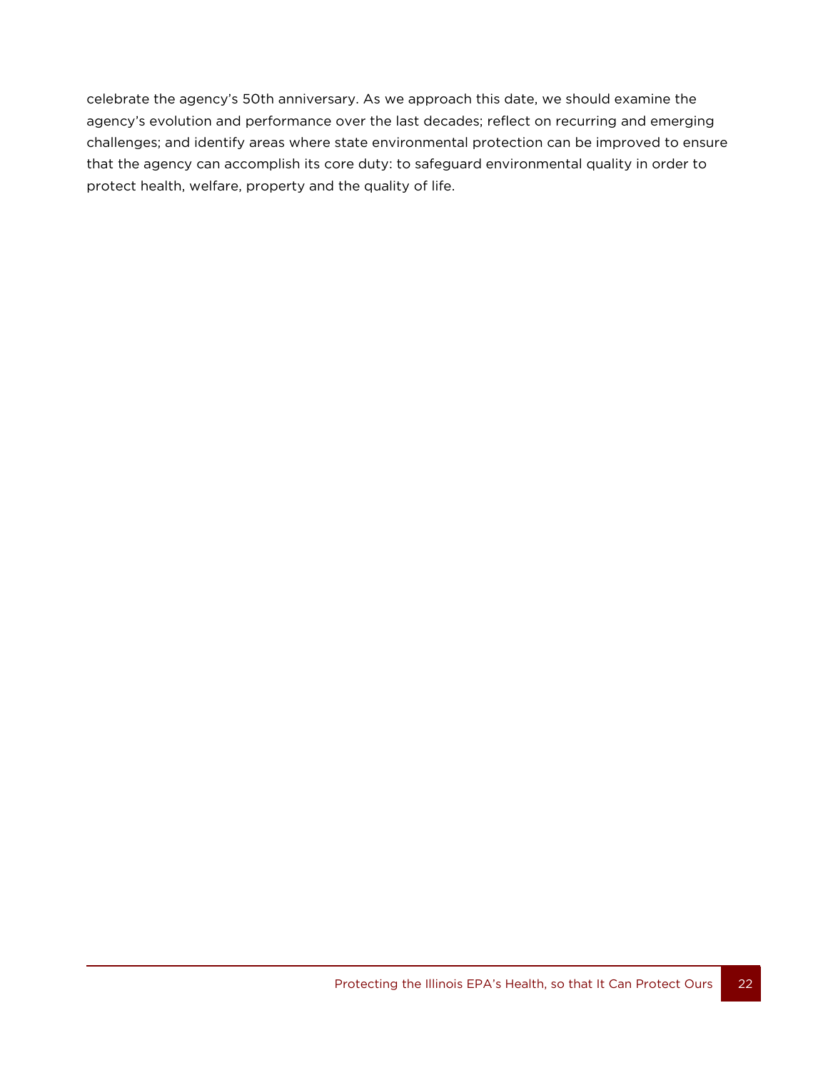celebrate the agency's 50th anniversary. As we approach this date, we should examine the agency's evolution and performance over the last decades; reflect on recurring and emerging challenges; and identify areas where state environmental protection can be improved to ensure that the agency can accomplish its core duty: to safeguard environmental quality in order to protect health, welfare, property and the quality of life.